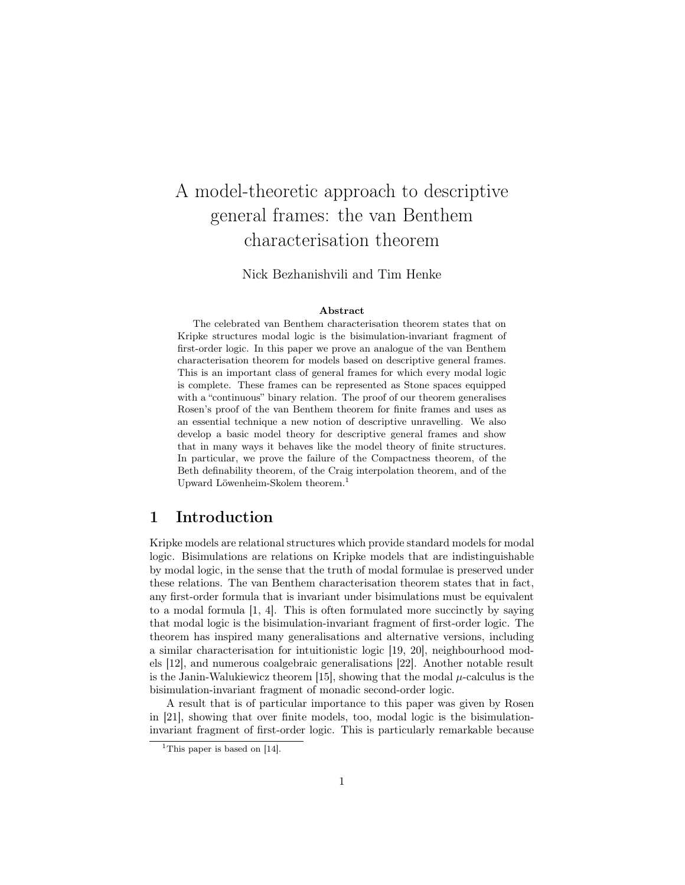# A model-theoretic approach to descriptive general frames: the van Benthem characterisation theorem

Nick Bezhanishvili and Tim Henke

**Abstract**

The celebrated van Benthem characterisation theorem states that on Kripke structures modal logic is the bisimulation-invariant fragment of first-order logic. In this paper we prove an analogue of the van Benthem characterisation theorem for models based on descriptive general frames. This is an important class of general frames for which every modal logic is complete. These frames can be represented as Stone spaces equipped with a "continuous" binary relation. The proof of our theorem generalises Rosen's proof of the van Benthem theorem for finite frames and uses as an essential technique a new notion of descriptive unravelling. We also develop a basic model theory for descriptive general frames and show that in many ways it behaves like the model theory of finite structures. In particular, we prove the failure of the Compactness theorem, of the Beth definability theorem, of the Craig interpolation theorem, and of the Upward Löwenheim-Skolem theorem.[1]

## 1 Introduction

Kripke models are relational structures which provide standard models for modal logic. Bisimulations are relations on Kripke models that are indistinguishable by modal logic, in the sense that the truth of modal formulae is preserved under these relations. The van Benthem characterisation theorem states that in fact, any first-order formula that is invariant under bisimulations must be equivalent to a modal formula [1, 4]. This is often formulated more succinctly by saying that modal logic is the bisimulation-invariant fragment of first-order logic. The theorem has inspired many generalisations and alternative versions, including a similar characterisation for intuitionistic logic [19, 20], neighbourhood models [12], and numerous coalgebraic generalisations [22]. Another notable result is the Janin-Walukiewicz theorem [15], showing that the modal $\mu$-calculus is the bisimulation-invariant fragment of monadic second-order logic.

A result that is of particular importance to this paper was given by Rosen in [21], showing that over finite models, too, modal logic is the bisimulation-invariant fragment of first-order logic. This is particularly remarkable because

[1] This paper is based on [14].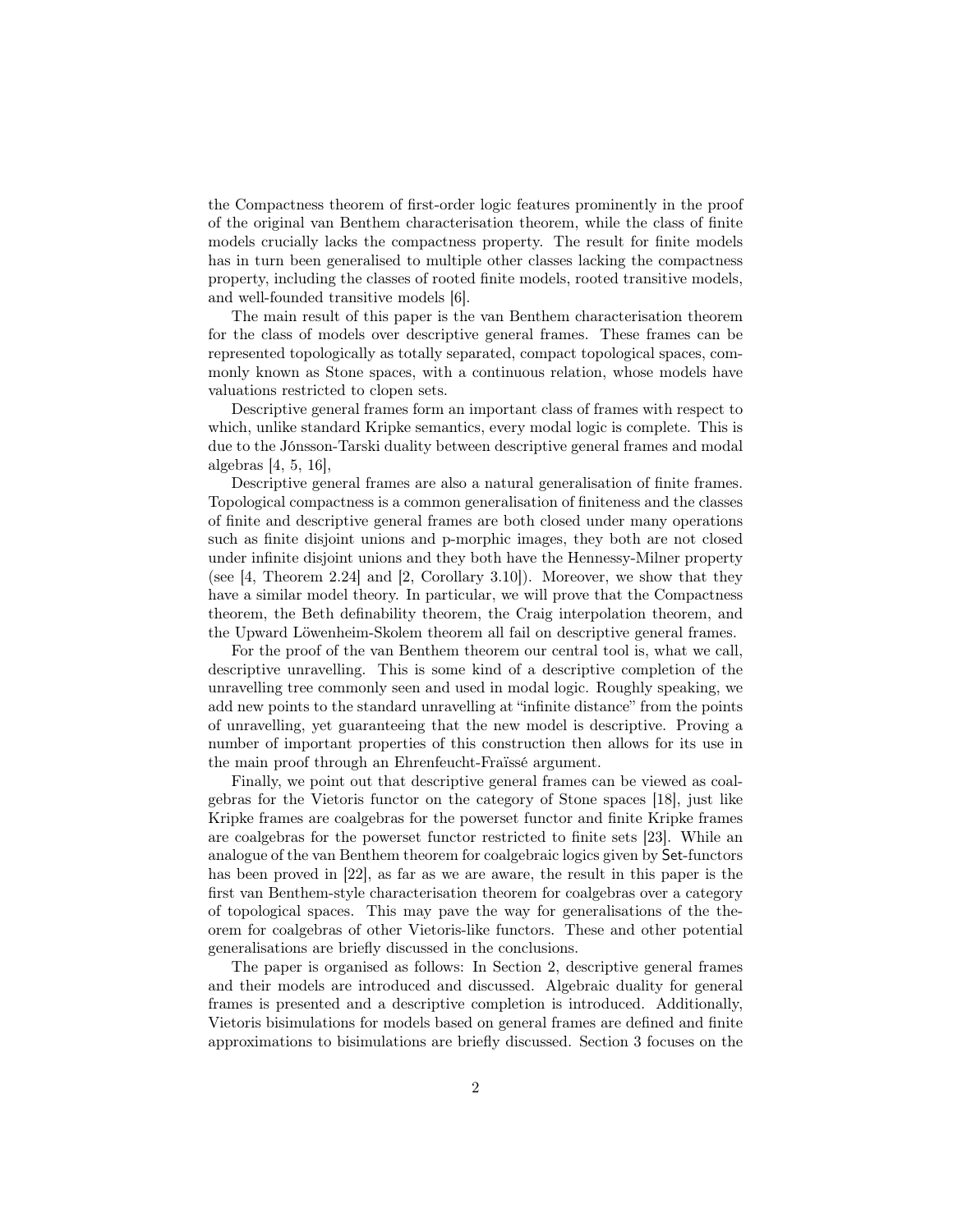the Compactness theorem of first-order logic features prominently in the proof of the original van Benthem characterisation theorem, while the class of finite models crucially lacks the compactness property. The result for finite models has in turn been generalised to multiple other classes lacking the compactness property, including the classes of rooted finite models, rooted transitive models, and well-founded transitive models [6].

The main result of this paper is the van Benthem characterisation theorem for the class of models over descriptive general frames. These frames can be represented topologically as totally separated, compact topological spaces, commonly known as Stone spaces, with a continuous relation, whose models have valuations restricted to clopen sets.

Descriptive general frames form an important class of frames with respect to which, unlike standard Kripke semantics, every modal logic is complete. This is due to the Jónsson-Tarski duality between descriptive general frames and modal algebras [4, 5, 16],

Descriptive general frames are also a natural generalisation of finite frames. Topological compactness is a common generalisation of finiteness and the classes of finite and descriptive general frames are both closed under many operations such as finite disjoint unions and p-morphic images, they both are not closed under infinite disjoint unions and they both have the Hennessy-Milner property (see [4, Theorem 2.24] and [2, Corollary 3.10]). Moreover, we show that they have a similar model theory. In particular, we will prove that the Compactness theorem, the Beth definability theorem, the Craig interpolation theorem, and the Upward Löwenheim-Skolem theorem all fail on descriptive general frames.

For the proof of the van Benthem theorem our central tool is, what we call, descriptive unravelling. This is some kind of a descriptive completion of the unravelling tree commonly seen and used in modal logic. Roughly speaking, we add new points to the standard unravelling at "infinite distance" from the points of unravelling, yet guaranteeing that the new model is descriptive. Proving a number of important properties of this construction then allows for its use in the main proof through an Ehrenfeucht-Fraïssé argument.

Finally, we point out that descriptive general frames can be viewed as coalgebras for the Vietoris functor on the category of Stone spaces [18], just like Kripke frames are coalgebras for the powerset functor and finite Kripke frames are coalgebras for the powerset functor restricted to finite sets [23]. While an analogue of the van Benthem theorem for coalgebraic logics given by Set-functors has been proved in [22], as far as we are aware, the result in this paper is the first van Benthem-style characterisation theorem for coalgebras over a category of topological spaces. This may pave the way for generalisations of the theorem for coalgebras of other Vietoris-like functors. These and other potential generalisations are briefly discussed in the conclusions.

The paper is organised as follows: In Section 2, descriptive general frames and their models are introduced and discussed. Algebraic duality for general frames is presented and a descriptive completion is introduced. Additionally, Vietoris bisimulations for models based on general frames are defined and finite approximations to bisimulations are briefly discussed. Section 3 focuses on the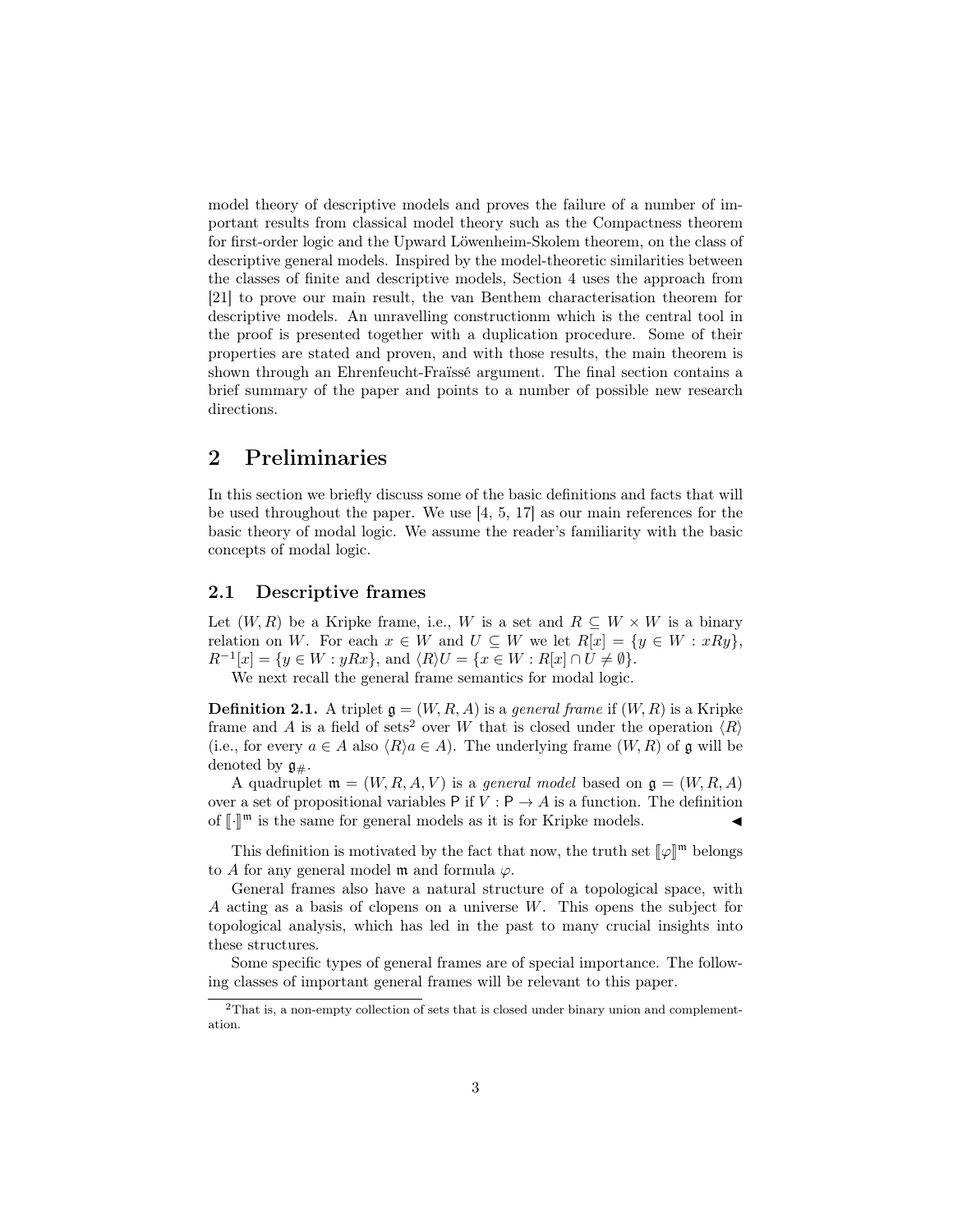model theory of descriptive models and proves the failure of a number of important results from classical model theory such as the Compactness theorem for first-order logic and the Upward Löwenheim-Skolem theorem, on the class of descriptive general models. Inspired by the model-theoretic similarities between the classes of finite and descriptive models, Section 4 uses the approach from [21] to prove our main result, the van Benthem characterisation theorem for descriptive models. An unravelling constructionm which is the central tool in the proof is presented together with a duplication procedure. Some of their properties are stated and proven, and with those results, the main theorem is shown through an Ehrenfeucht-Fraïssé argument. The final section contains a brief summary of the paper and points to a number of possible new research directions.

## 2 Preliminaries

In this section we briefly discuss some of the basic definitions and facts that will be used throughout the paper. We use [4, 5, 17] as our main references for the basic theory of modal logic. We assume the reader's familiarity with the basic concepts of modal logic.

### 2.1 Descriptive frames

Let $(W, R)$ be a Kripke frame, i.e., $W$ is a set and $R \subseteq W \times W$ is a binary relation on $W$. For each $x \in W$ and $U \subseteq W$ we let $R[x] = \{y \in W : xRy\}$, $R^{-1}[x] = \{y \in W : yRx\}$, and $\langle R \rangle U = \{x \in W : R[x] \cap U \neq \emptyset\}$.

We next recall the general frame semantics for modal logic.

**Definition 2.1.** A triplet $\mathfrak{g} = (W, R, A)$ is a *general frame* if $(W, R)$ is a Kripke frame and $A$ is a field of sets[2] over $W$ that is closed under the operation $\langle R \rangle$ (i.e., for every $a \in A$ also $\langle R \rangle a \in A$). The underlying frame $(W, R)$ of $\mathfrak{g}$ will be denoted by $\mathfrak{g}_{\#}$.

A quadruplet $\mathfrak{m} = (W, R, A, V)$ is a *general model* based on $\mathfrak{g} = (W, R, A)$ over a set of propositional variables $\mathsf{P}$ if $V : \mathsf{P} \to A$ is a function. The definition of $[\![\cdot]\!]^{\mathfrak{m}}$ is the same for general models as it is for Kripke models. ◀

This definition is motivated by the fact that now, the truth set $[\![\varphi]\!]^{\mathfrak{m}}$ belongs to $A$ for any general model $\mathfrak{m}$ and formula $\varphi$.

General frames also have a natural structure of a topological space, with $A$ acting as a basis of clopens on a universe $W$. This opens the subject for topological analysis, which has led in the past to many crucial insights into these structures.

Some specific types of general frames are of special importance. The following classes of important general frames will be relevant to this paper.

[2] That is, a non-empty collection of sets that is closed under binary union and complementation.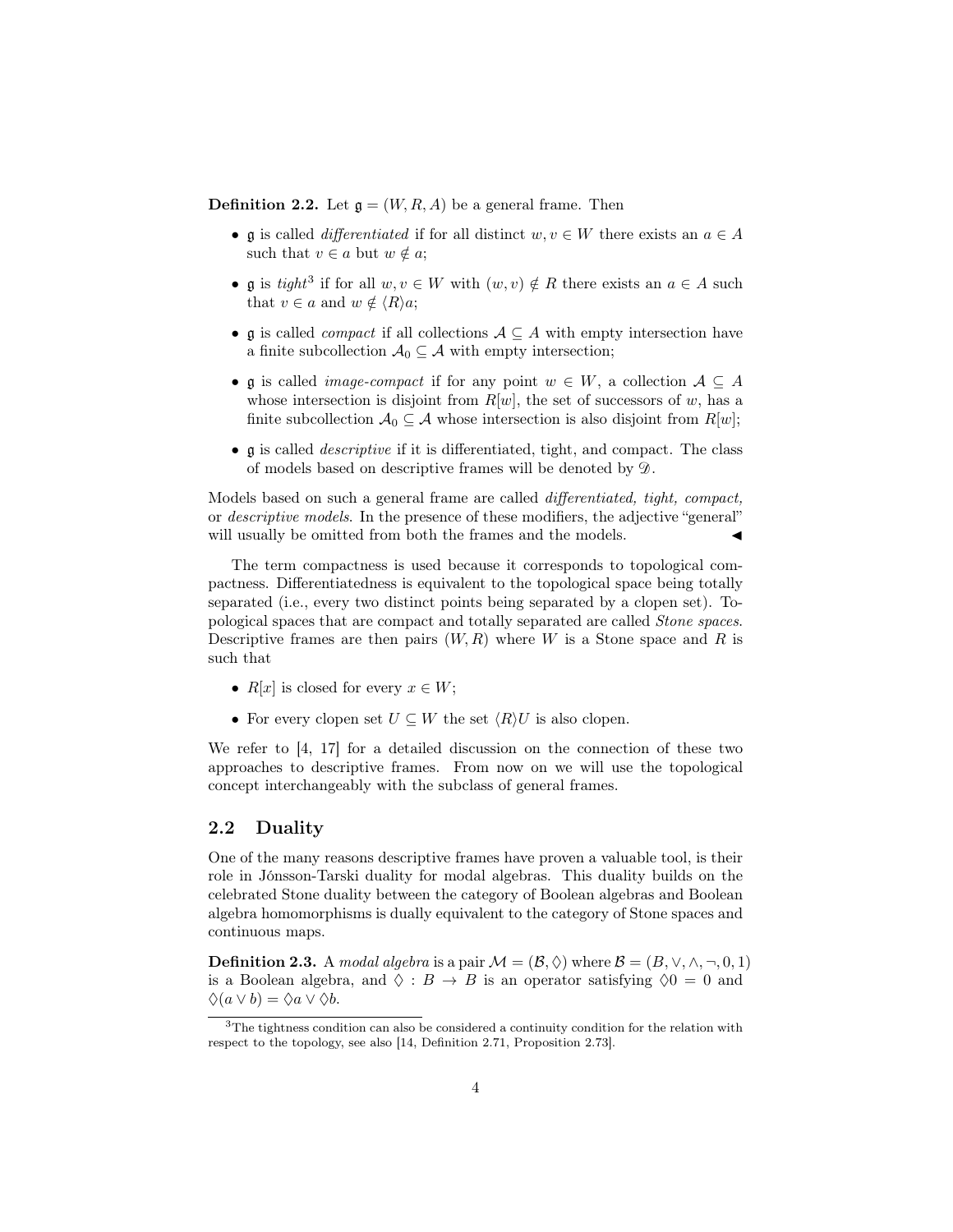**Definition 2.2.** Let $\mathfrak{g} = (W, R, A)$ be a general frame. Then

- $\mathfrak{g}$ is called *differentiated* if for all distinct $w, v \in W$ there exists an $a \in A$ such that $v \in a$ but $w \notin a$;
- $\mathfrak{g}$ is *tight*[3] if for all $w, v \in W$ with $(w, v) \notin R$ there exists an $a \in A$ such that $v \in a$ and $w \notin \langle R \rangle a$;
- $\mathfrak{g}$ is called *compact* if all collections $\mathcal{A} \subseteq A$ with empty intersection have a finite subcollection $\mathcal{A}_0 \subseteq \mathcal{A}$ with empty intersection;
- $\mathfrak{g}$ is called *image-compact* if for any point $w \in W$, a collection $\mathcal{A} \subseteq A$ whose intersection is disjoint from $R[w]$, the set of successors of $w$, has a finite subcollection $\mathcal{A}_0 \subseteq \mathcal{A}$ whose intersection is also disjoint from $R[w]$;
- $\mathfrak{g}$ is called *descriptive* if it is differentiated, tight, and compact. The class of models based on descriptive frames will be denoted by $\mathscr{D}$.

Models based on such a general frame are called *differentiated, tight, compact,* or *descriptive models*. In the presence of these modifiers, the adjective "general" will usually be omitted from both the frames and the models. ◀

The term compactness is used because it corresponds to topological compactness. Differentiatedness is equivalent to the topological space being totally separated (i.e., every two distinct points being separated by a clopen set). Topological spaces that are compact and totally separated are called *Stone spaces*. Descriptive frames are then pairs $(W, R)$ where $W$ is a Stone space and $R$ is such that

- $R[x]$ is closed for every $x \in W$;
- For every clopen set $U \subseteq W$ the set $\langle R \rangle U$ is also clopen.

We refer to [4, 17] for a detailed discussion on the connection of these two approaches to descriptive frames. From now on we will use the topological concept interchangeably with the subclass of general frames.

## 2.2 Duality

One of the many reasons descriptive frames have proven a valuable tool, is their role in Jónsson-Tarski duality for modal algebras. This duality builds on the celebrated Stone duality between the category of Boolean algebras and Boolean algebra homomorphisms is dually equivalent to the category of Stone spaces and continuous maps.

**Definition 2.3.** A *modal algebra* is a pair $\mathcal{M} = (\mathcal{B}, \Diamond)$ where $\mathcal{B} = (B, \vee, \wedge, \neg, 0, 1)$ is a Boolean algebra, and $\Diamond : B \to B$ is an operator satisfying $\Diamond 0 = 0$ and $\Diamond(a \vee b) = \Diamond a \vee \Diamond b$.

---

[3] The tightness condition can also be considered a continuity condition for the relation with respect to the topology, see also [14, Definition 2.71, Proposition 2.73].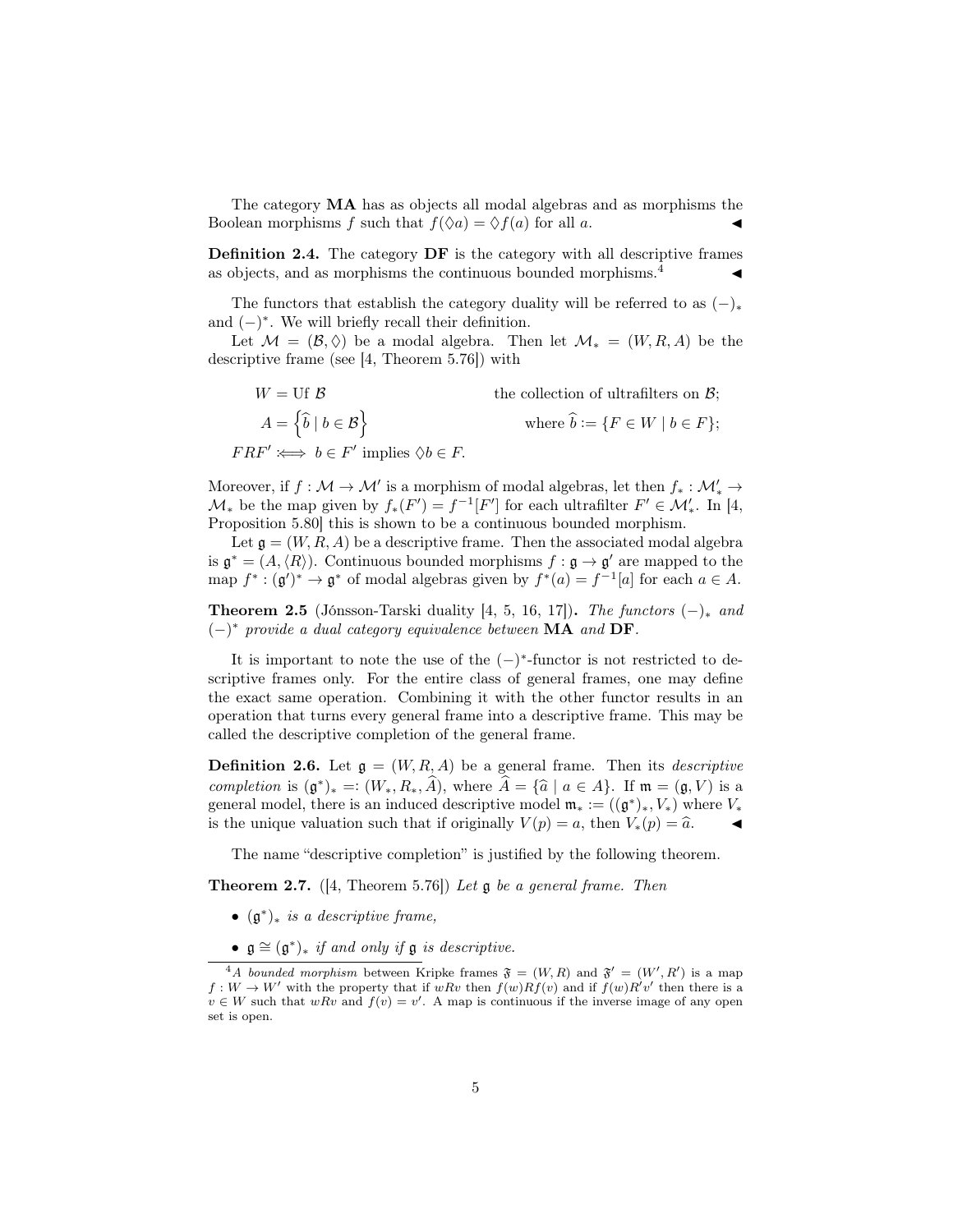The category **MA** has as objects all modal algebras and as morphisms the Boolean morphisms $f$ such that $f(\Diamond a) = \Diamond f(a)$ for all $a$. ◀

**Definition 2.4.** The category **DF** is the category with all descriptive frames as objects, and as morphisms the continuous bounded morphisms.[4] ◀

The functors that establish the category duality will be referred to as $(-)_*$ and $(-)^*$. We will briefly recall their definition.

Let $\mathcal{M} = (\mathcal{B}, \Diamond)$ be a modal algebra. Then let $\mathcal{M}_* = (W, R, A)$ be the descriptive frame (see [4, Theorem 5.76]) with

$$
\begin{aligned}
W &= \text{Uf } \mathcal{B} && \text{the collection of ultrafilters on } \mathcal{B};\\
A &= \left\{\widehat{b} \mid b \in \mathcal{B}\right\} && \text{where } \widehat{b} := \{F \in W \mid b \in F\};\\
FRF' &:\Longleftrightarrow\ b \in F' \text{ implies } \Diamond b \in F.
\end{aligned}
$$

Moreover, if $f : \mathcal{M} \to \mathcal{M}'$ is a morphism of modal algebras, let then $f_* : \mathcal{M}'_* \to \mathcal{M}_*$ be the map given by $f_*(F') = f^{-1}[F']$ for each ultrafilter $F' \in \mathcal{M}'_*$. In [4, Proposition 5.80] this is shown to be a continuous bounded morphism.

Let $\mathfrak{g} = (W, R, A)$ be a descriptive frame. Then the associated modal algebra is $\mathfrak{g}^* = (A, \langle R \rangle)$. Continuous bounded morphisms $f : \mathfrak{g} \to \mathfrak{g}'$ are mapped to the map $f^* : (\mathfrak{g}')^* \to \mathfrak{g}^*$ of modal algebras given by $f^*(a) = f^{-1}[a]$ for each $a \in A$.

**Theorem 2.5** (Jónsson-Tarski duality [4, 5, 16, 17])**.** *The functors $(-)_*$ and $(-)^*$ provide a dual category equivalence between* **MA** *and* **DF**.

It is important to note the use of the $(-)^*$-functor is not restricted to descriptive frames only. For the entire class of general frames, one may define the exact same operation. Combining it with the other functor results in an operation that turns every general frame into a descriptive frame. This may be called the descriptive completion of the general frame.

**Definition 2.6.** Let $\mathfrak{g} = (W, R, A)$ be a general frame. Then its *descriptive completion* is $(\mathfrak{g}^*)_* =: (W_*, R_*, \widehat{A})$, where $\widehat{A} = \{\widehat{a} \mid a \in A\}$. If $\mathfrak{m} = (\mathfrak{g}, V)$ is a general model, there is an induced descriptive model $\mathfrak{m}_* := ((\mathfrak{g}^*)_*, V_*)$ where $V_*$ is the unique valuation such that if originally $V(p) = a$, then $V_*(p) = \widehat{a}$. ◀

The name "descriptive completion" is justified by the following theorem.

**Theorem 2.7.** ([4, Theorem 5.76]) *Let $\mathfrak{g}$ be a general frame. Then*

- *$(\mathfrak{g}^*)_*$ is a descriptive frame,*
- *$\mathfrak{g} \cong (\mathfrak{g}^*)_*$ if and only if $\mathfrak{g}$ is descriptive.*

[4] *A bounded morphism* between Kripke frames $\mathfrak{F} = (W, R)$ and $\mathfrak{F}' = (W', R')$ is a map $f : W \to W'$ with the property that if $wRv$ then $f(w)Rf(v)$ and if $f(w)R'v'$ then there is a $v \in W$ such that $wRv$ and $f(v) = v'$. A map is continuous if the inverse image of any open set is open.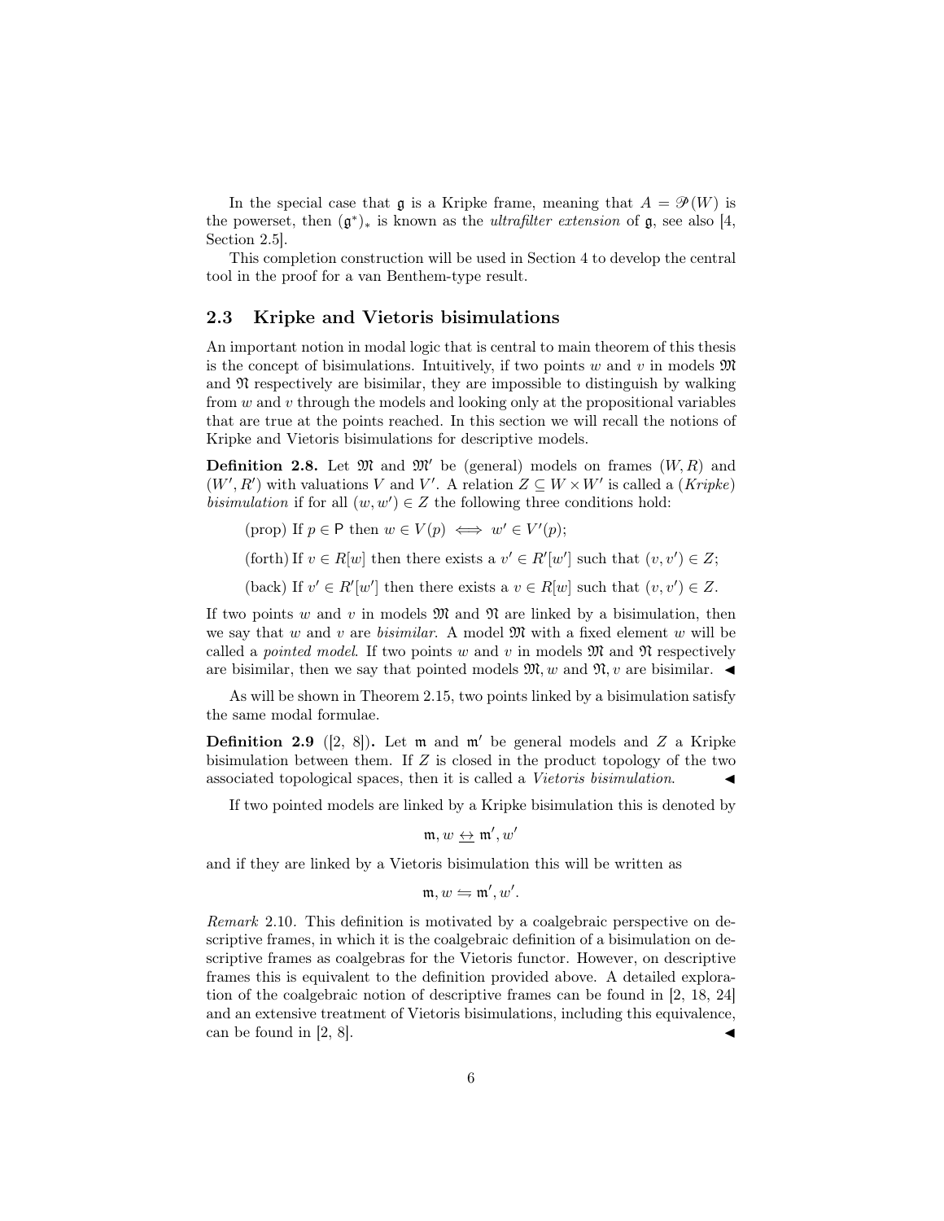In the special case that $\mathfrak{g}$ is a Kripke frame, meaning that $A = \mathscr{P}(W)$ is the powerset, then $(\mathfrak{g}^*)_*$ is known as the *ultrafilter extension* of $\mathfrak{g}$, see also [4, Section 2.5].

This completion construction will be used in Section 4 to develop the central tool in the proof for a van Benthem-type result.

## 2.3 Kripke and Vietoris bisimulations

An important notion in modal logic that is central to main theorem of this thesis is the concept of bisimulations. Intuitively, if two points $w$ and $v$ in models $\mathfrak{M}$ and $\mathfrak{N}$ respectively are bisimilar, they are impossible to distinguish by walking from $w$ and $v$ through the models and looking only at the propositional variables that are true at the points reached. In this section we will recall the notions of Kripke and Vietoris bisimulations for descriptive models.

**Definition 2.8.** Let $\mathfrak{M}$ and $\mathfrak{M}'$ be (general) models on frames $(W, R)$ and $(W', R')$ with valuations $V$ and $V'$. A relation $Z \subseteq W \times W'$ is called a (*Kripke*) *bisimulation* if for all $(w, w') \in Z$ the following three conditions hold:

(prop) If $p \in \mathsf{P}$ then $w \in V(p) \iff w' \in V'(p)$;

(forth) If $v \in R[w]$ then there exists a $v' \in R'[w']$ such that $(v, v') \in Z$;

(back) If $v' \in R'[w']$ then there exists a $v \in R[w]$ such that $(v, v') \in Z$.

If two points $w$ and $v$ in models $\mathfrak{M}$ and $\mathfrak{N}$ are linked by a bisimulation, then we say that $w$ and $v$ are *bisimilar*. A model $\mathfrak{M}$ with a fixed element $w$ will be called a *pointed model*. If two points $w$ and $v$ in models $\mathfrak{M}$ and $\mathfrak{N}$ respectively are bisimilar, then we say that pointed models $\mathfrak{M}, w$ and $\mathfrak{N}, v$ are bisimilar. ◀

As will be shown in Theorem 2.15, two points linked by a bisimulation satisfy the same modal formulae.

**Definition 2.9** ([2, 8])**.** Let $\mathfrak{m}$ and $\mathfrak{m}'$ be general models and $Z$ a Kripke bisimulation between them. If $Z$ is closed in the product topology of the two associated topological spaces, then it is called a *Vietoris bisimulation*. ◀

If two pointed models are linked by a Kripke bisimulation this is denoted by

$$\mathfrak{m}, w \;\underline{\leftrightarrow}\; \mathfrak{m}', w'$$

and if they are linked by a Vietoris bisimulation this will be written as

$$\mathfrak{m}, w \leftrightharpoons \mathfrak{m}', w'.$$

*Remark* 2.10. This definition is motivated by a coalgebraic perspective on descriptive frames, in which it is the coalgebraic definition of a bisimulation on descriptive frames as coalgebras for the Vietoris functor. However, on descriptive frames this is equivalent to the definition provided above. A detailed exploration of the coalgebraic notion of descriptive frames can be found in [2, 18, 24] and an extensive treatment of Vietoris bisimulations, including this equivalence, can be found in [2, 8]. ◀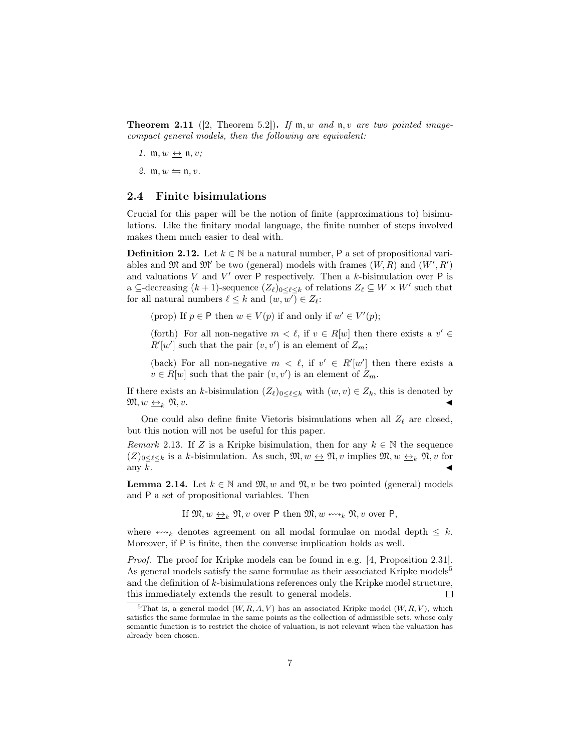**Theorem 2.11** ([2, Theorem 5.2]). *If $\mathfrak{m}, w$ and $\mathfrak{n}, v$ are two pointed image-compact general models, then the following are equivalent:*

1. $\mathfrak{m}, w \,\underline{\leftrightarrow}\, \mathfrak{n}, v$;
2. $\mathfrak{m}, w \leftrightharpoons \mathfrak{n}, v$.

## 2.4 Finite bisimulations

Crucial for this paper will be the notion of finite (approximations to) bisimulations. Like the finitary modal language, the finite number of steps involved makes them much easier to deal with.

**Definition 2.12.** Let $k \in \mathbb{N}$ be a natural number, $\mathsf{P}$ a set of propositional variables and $\mathfrak{M}$ and $\mathfrak{M}'$ be two (general) models with frames $(W, R)$ and $(W', R')$ and valuations $V$ and $V'$ over $\mathsf{P}$ respectively. Then a $k$-bisimulation over $\mathsf{P}$ is a $\subseteq$-decreasing $(k+1)$-sequence $(Z_\ell)_{0 \leq \ell \leq k}$ of relations $Z_\ell \subseteq W \times W'$ such that for all natural numbers $\ell \leq k$ and $(w, w') \in Z_\ell$:

(prop) If $p \in \mathsf{P}$ then $w \in V(p)$ if and only if $w' \in V'(p)$;

(forth) For all non-negative $m < \ell$, if $v \in R[w]$ then there exists a $v' \in R'[w']$ such that the pair $(v, v')$ is an element of $Z_m$;

(back) For all non-negative $m < \ell$, if $v' \in R'[w']$ then there exists a $v \in R[w]$ such that the pair $(v, v')$ is an element of $Z_m$.

If there exists an $k$-bisimulation $(Z_\ell)_{0 \leq \ell \leq k}$ with $(w, v) \in Z_k$, this is denoted by $\mathfrak{M}, w \,\underline{\leftrightarrow}_k\, \mathfrak{N}, v$. ◀

One could also define finite Vietoris bisimulations when all $Z_\ell$ are closed, but this notion will not be useful for this paper.

*Remark* 2.13. If $Z$ is a Kripke bisimulation, then for any $k \in \mathbb{N}$ the sequence $(Z)_{0 \leq \ell \leq k}$ is a $k$-bisimulation. As such, $\mathfrak{M}, w \,\underline{\leftrightarrow}\, \mathfrak{N}, v$ implies $\mathfrak{M}, w \,\underline{\leftrightarrow}_k\, \mathfrak{N}, v$ for any $k$. ◀

**Lemma 2.14.** Let $k \in \mathbb{N}$ and $\mathfrak{M}, w$ and $\mathfrak{N}, v$ be two pointed (general) models and $\mathsf{P}$ a set of propositional variables. Then

$$\text{If } \mathfrak{M}, w \,\underline{\leftrightarrow}_k\, \mathfrak{N}, v \text{ over } \mathsf{P} \text{ then } \mathfrak{M}, w \leftrightsquigarrow_k \mathfrak{N}, v \text{ over } \mathsf{P},$$

where $\leftrightsquigarrow_k$ denotes agreement on all modal formulae on modal depth $\leq k$. Moreover, if $\mathsf{P}$ is finite, then the converse implication holds as well.

*Proof.* The proof for Kripke models can be found in e.g. [4, Proposition 2.31]. As general models satisfy the same formulae as their associated Kripke models[5] and the definition of $k$-bisimulations references only the Kripke model structure, this immediately extends the result to general models. □

[5] That is, a general model $(W, R, A, V)$ has an associated Kripke model $(W, R, V)$, which satisfies the same formulae in the same points as the collection of admissible sets, whose only semantic function is to restrict the choice of valuation, is not relevant when the valuation has already been chosen.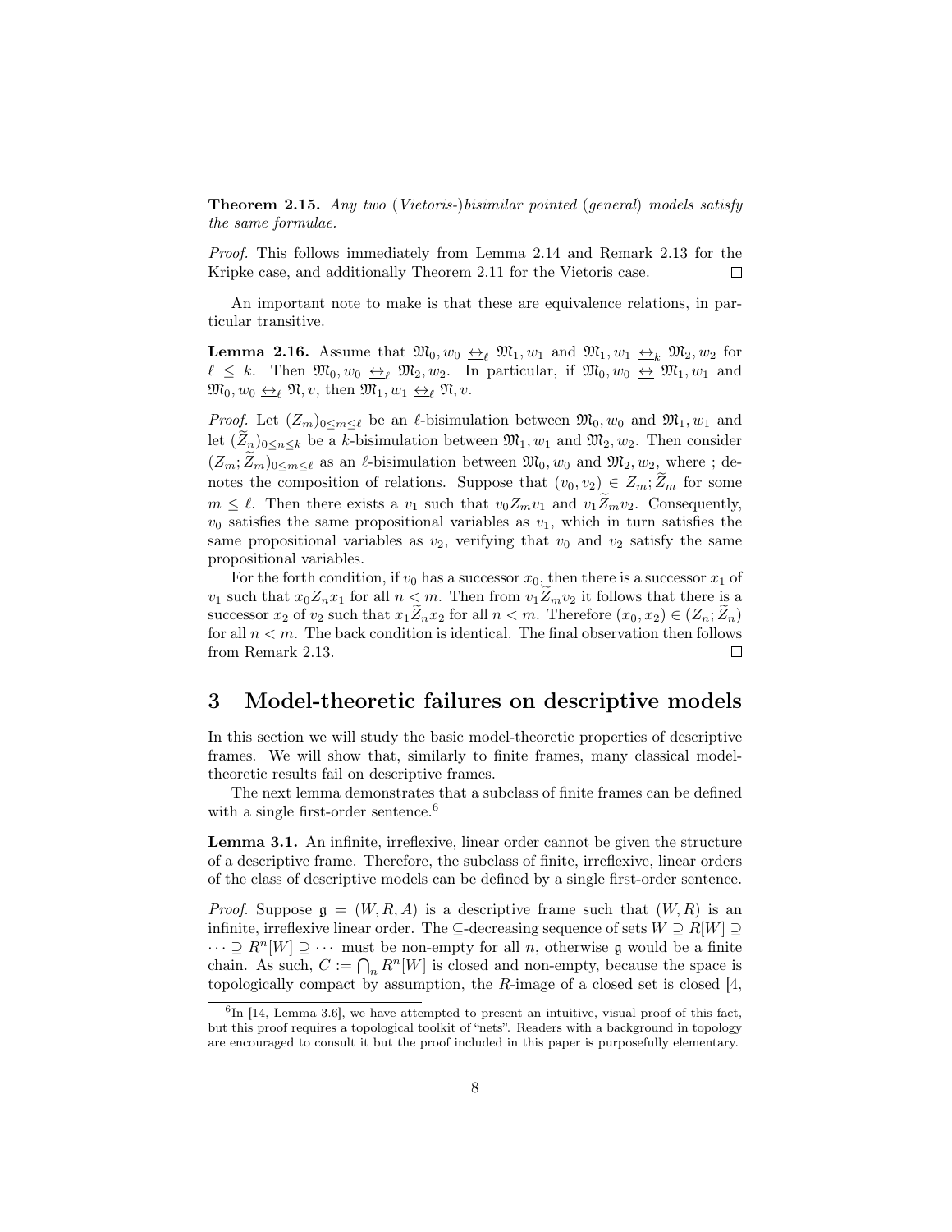**Theorem 2.15.** *Any two* (*Vietoris-*)*bisimilar pointed* (*general*) *models satisfy the same formulae.*

*Proof.* This follows immediately from Lemma 2.14 and Remark 2.13 for the Kripke case, and additionally Theorem 2.11 for the Vietoris case. $\square$

An important note to make is that these are equivalence relations, in particular transitive.

**Lemma 2.16.** *Assume that* $\mathfrak{M}_0, w_0 \leftrightarroweq_\ell \mathfrak{M}_1, w_1$ *and* $\mathfrak{M}_1, w_1 \leftrightarroweq_k \mathfrak{M}_2, w_2$ *for* $\ell \leq k$. *Then* $\mathfrak{M}_0, w_0 \leftrightarroweq_\ell \mathfrak{M}_2, w_2$. *In particular, if* $\mathfrak{M}_0, w_0 \leftrightarroweq \mathfrak{M}_1, w_1$ *and* $\mathfrak{M}_0, w_0 \leftrightarroweq_\ell \mathfrak{N}, v$, *then* $\mathfrak{M}_1, w_1 \leftrightarroweq_\ell \mathfrak{N}, v$.

*Proof.* Let $(Z_m)_{0 \leq m \leq \ell}$ be an $\ell$-bisimulation between $\mathfrak{M}_0, w_0$ and $\mathfrak{M}_1, w_1$ and let $(\widetilde{Z}_n)_{0 \leq n \leq k}$ be a $k$-bisimulation between $\mathfrak{M}_1, w_1$ and $\mathfrak{M}_2, w_2$. Then consider $(Z_m; \widetilde{Z}_m)_{0 \leq m \leq \ell}$ as an $\ell$-bisimulation between $\mathfrak{M}_0, w_0$ and $\mathfrak{M}_2, w_2$, where ; denotes the composition of relations. Suppose that $(v_0, v_2) \in Z_m; \widetilde{Z}_m$ for some $m \leq \ell$. Then there exists a $v_1$ such that $v_0 Z_m v_1$ and $v_1 \widetilde{Z}_m v_2$. Consequently, $v_0$ satisfies the same propositional variables as $v_1$, which in turn satisfies the same propositional variables as $v_2$, verifying that $v_0$ and $v_2$ satisfy the same propositional variables.

For the forth condition, if $v_0$ has a successor $x_0$, then there is a successor $x_1$ of $v_1$ such that $x_0 Z_n x_1$ for all $n < m$. Then from $v_1 \widetilde{Z}_m v_2$ it follows that there is a successor $x_2$ of $v_2$ such that $x_1 \widetilde{Z}_n x_2$ for all $n < m$. Therefore $(x_0, x_2) \in (Z_n; \widetilde{Z}_n)$ for all $n < m$. The back condition is identical. The final observation then follows from Remark 2.13. $\square$

# 3 Model-theoretic failures on descriptive models

In this section we will study the basic model-theoretic properties of descriptive frames. We will show that, similarly to finite frames, many classical model-theoretic results fail on descriptive frames.

The next lemma demonstrates that a subclass of finite frames can be defined with a single first-order sentence.[6]

**Lemma 3.1.** *An infinite, irreflexive, linear order cannot be given the structure of a descriptive frame. Therefore, the subclass of finite, irreflexive, linear orders of the class of descriptive models can be defined by a single first-order sentence.*

*Proof.* Suppose $\mathfrak{g} = (W, R, A)$ is a descriptive frame such that $(W, R)$ is an infinite, irreflexive linear order. The $\subseteq$-decreasing sequence of sets $W \supseteq R[W] \supseteq \cdots \supseteq R^n[W] \supseteq \cdots$ must be non-empty for all $n$, otherwise $\mathfrak{g}$ would be a finite chain. As such, $C := \bigcap_n R^n[W]$ is closed and non-empty, because the space is topologically compact by assumption, the $R$-image of a closed set is closed [4,

[6] In [14, Lemma 3.6], we have attempted to present an intuitive, visual proof of this fact, but this proof requires a topological toolkit of "nets". Readers with a background in topology are encouraged to consult it but the proof included in this paper is purposefully elementary.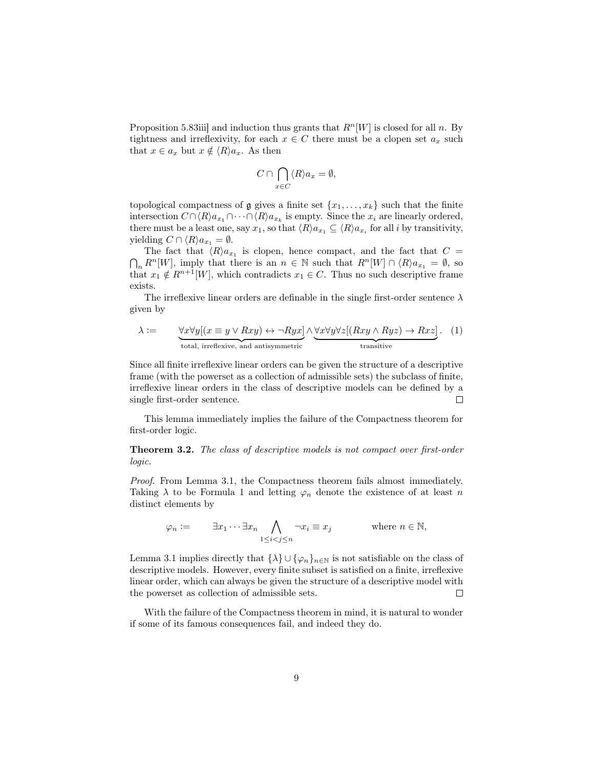Proposition 5.83iii] and induction thus grants that $R^n[W]$ is closed for all $n$. By tightness and irreflexivity, for each $x \in C$ there must be a clopen set $a_x$ such that $x \in a_x$ but $x \notin \langle R \rangle a_x$. As then

$$C \cap \bigcap_{x \in C} \langle R \rangle a_x = \emptyset,$$

topological compactness of $\mathfrak{g}$ gives a finite set $\{x_1, \dots, x_k\}$ such that the finite intersection $C \cap \langle R \rangle a_{x_1} \cap \dots \cap \langle R \rangle a_{x_k}$ is empty. Since the $x_i$ are linearly ordered, there must be a least one, say $x_1$, so that $\langle R \rangle a_{x_1} \subseteq \langle R \rangle a_{x_i}$ for all $i$ by transitivity, yielding $C \cap \langle R \rangle a_{x_1} = \emptyset$.

The fact that $\langle R \rangle a_{x_1}$ is clopen, hence compact, and the fact that $C = \bigcap_n R^n[W]$, imply that there is an $n \in \mathbb{N}$ such that $R^n[W] \cap \langle R \rangle a_{x_1} = \emptyset$, so that $x_1 \notin R^{n+1}[W]$, which contradicts $x_1 \in C$. Thus no such descriptive frame exists.

The irreflexive linear orders are definable in the single first-order sentence $\lambda$ given by

$$\lambda := \quad \underbrace{\forall x \forall y [(x \equiv y \vee Rxy) \leftrightarrow \neg Ryx]}_{\text{total, irreflexive, and antisymmetric}} \wedge \underbrace{\forall x \forall y \forall z [(Rxy \wedge Ryz) \rightarrow Rxz]}_{\text{transitive}}. \quad (1)$$

Since all finite irreflexive linear orders can be given the structure of a descriptive frame (with the powerset as a collection of admissible sets) the subclass of finite, irreflexive linear orders in the class of descriptive models can be defined by a single first-order sentence. $\square$

This lemma immediately implies the failure of the Compactness theorem for first-order logic.

**Theorem 3.2.** *The class of descriptive models is not compact over first-order logic.*

*Proof.* From Lemma 3.1, the Compactness theorem fails almost immediately. Taking $\lambda$ to be Formula 1 and letting $\varphi_n$ denote the existence of at least $n$ distinct elements by

$$\varphi_n := \qquad \exists x_1 \cdots \exists x_n \bigwedge_{1 \leq i < j \leq n} \neg x_i \equiv x_j \qquad\qquad \text{where } n \in \mathbb{N},$$

Lemma 3.1 implies directly that $\{\lambda\} \cup \{\varphi_n\}_{n \in \mathbb{N}}$ is not satisfiable on the class of descriptive models. However, every finite subset is satisfied on a finite, irreflexive linear order, which can always be given the structure of a descriptive model with the powerset as collection of admissible sets. $\square$

With the failure of the Compactness theorem in mind, it is natural to wonder if some of its famous consequences fail, and indeed they do.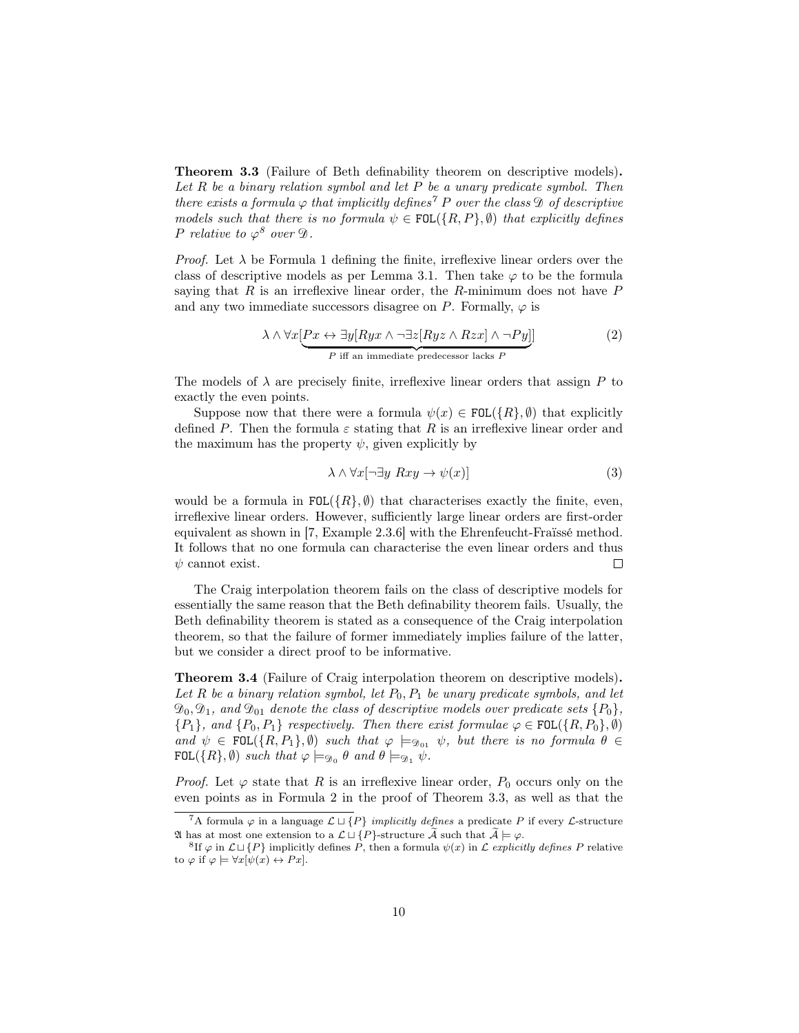**Theorem 3.3** (Failure of Beth definability theorem on descriptive models)**.** *Let $R$ be a binary relation symbol and let $P$ be a unary predicate symbol. Then there exists a formula $\varphi$ that implicitly defines*[7] *$P$ over the class $\mathscr{D}$ of descriptive models such that there is no formula $\psi \in \mathtt{FOL}(\{R, P\}, \emptyset)$ that explicitly defines $P$ relative to $\varphi$*[8] *over $\mathscr{D}$.*

*Proof.* Let $\lambda$ be Formula 1 defining the finite, irreflexive linear orders over the class of descriptive models as per Lemma 3.1. Then take $\varphi$ to be the formula saying that $R$ is an irreflexive linear order, the $R$-minimum does not have $P$ and any two immediate successors disagree on $P$. Formally, $\varphi$ is

$$\lambda \wedge \forall x[\underbrace{Px \leftrightarrow \exists y[Ryx \wedge \neg\exists z[Ryz \wedge Rzx] \wedge \neg Py]}_{P \text{ iff an immediate predecessor lacks } P}] \tag{2}$$

The models of $\lambda$ are precisely finite, irreflexive linear orders that assign $P$ to exactly the even points.

Suppose now that there were a formula $\psi(x) \in \mathtt{FOL}(\{R\}, \emptyset)$ that explicitly defined $P$. Then the formula $\varepsilon$ stating that $R$ is an irreflexive linear order and the maximum has the property $\psi$, given explicitly by

$$\lambda \wedge \forall x[\neg\exists y \; Rxy \to \psi(x)] \tag{3}$$

would be a formula in $\mathtt{FOL}(\{R\}, \emptyset)$ that characterises exactly the finite, even, irreflexive linear orders. However, sufficiently large linear orders are first-order equivalent as shown in [7, Example 2.3.6] with the Ehrenfeucht-Fraïssé method. It follows that no one formula can characterise the even linear orders and thus $\psi$ cannot exist. $\square$

The Craig interpolation theorem fails on the class of descriptive models for essentially the same reason that the Beth definability theorem fails. Usually, the Beth definability theorem is stated as a consequence of the Craig interpolation theorem, so that the failure of former immediately implies failure of the latter, but we consider a direct proof to be informative.

**Theorem 3.4** (Failure of Craig interpolation theorem on descriptive models)**.** *Let $R$ be a binary relation symbol, let $P_0, P_1$ be unary predicate symbols, and let $\mathscr{D}_0, \mathscr{D}_1$, and $\mathscr{D}_{01}$ denote the class of descriptive models over predicate sets $\{P_0\}$, $\{P_1\}$, and $\{P_0, P_1\}$ respectively. Then there exist formulae $\varphi \in \mathtt{FOL}(\{R, P_0\}, \emptyset)$ and $\psi \in \mathtt{FOL}(\{R, P_1\}, \emptyset)$ such that $\varphi \models_{\mathscr{D}_{01}} \psi$, but there is no formula $\theta \in \mathtt{FOL}(\{R\}, \emptyset)$ such that $\varphi \models_{\mathscr{D}_0} \theta$ and $\theta \models_{\mathscr{D}_1} \psi$.*

*Proof.* Let $\varphi$ state that $R$ is an irreflexive linear order, $P_0$ occurs only on the even points as in Formula 2 in the proof of Theorem 3.3, as well as that the

[7] A formula $\varphi$ in a language $\mathcal{L} \sqcup \{P\}$ *implicitly defines* a predicate $P$ if every $\mathcal{L}$-structure $\mathfrak{A}$ has at most one extension to a $\mathcal{L} \sqcup \{P\}$-structure $\widetilde{\mathcal{A}}$ such that $\widetilde{\mathcal{A}} \models \varphi$.

[8] If $\varphi$ in $\mathcal{L} \sqcup \{P\}$ implicitly defines $P$, then a formula $\psi(x)$ in $\mathcal{L}$ *explicitly defines* $P$ relative to $\varphi$ if $\varphi \models \forall x[\psi(x) \leftrightarrow Px]$.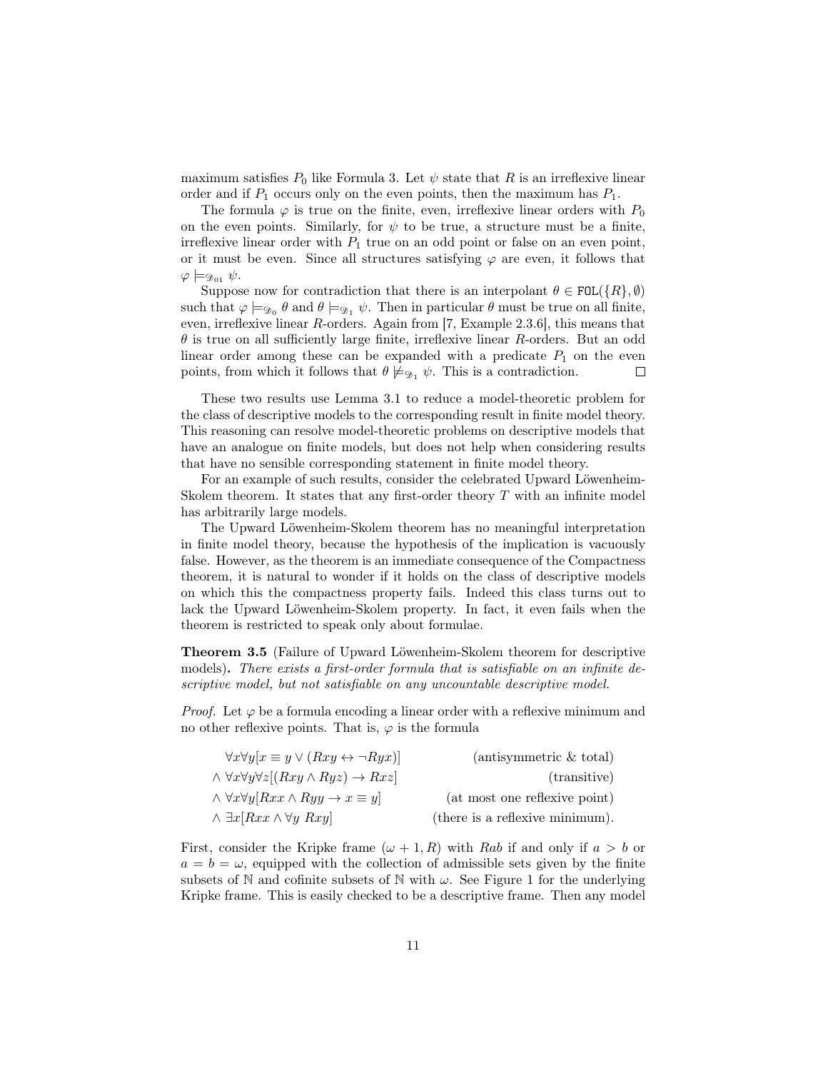maximum satisfies $P_0$ like Formula 3. Let $\psi$ state that $R$ is an irreflexive linear order and if $P_1$ occurs only on the even points, then the maximum has $P_1$.

The formula $\varphi$ is true on the finite, even, irreflexive linear orders with $P_0$ on the even points. Similarly, for $\psi$ to be true, a structure must be a finite, irreflexive linear order with $P_1$ true on an odd point or false on an even point, or it must be even. Since all structures satisfying $\varphi$ are even, it follows that $\varphi \models_{\mathscr{D}_{01}} \psi$.

Suppose now for contradiction that there is an interpolant $\theta \in \mathtt{FOL}(\{R\}, \emptyset)$ such that $\varphi \models_{\mathscr{D}_0} \theta$ and $\theta \models_{\mathscr{D}_1} \psi$. Then in particular $\theta$ must be true on all finite, even, irreflexive linear $R$-orders. Again from [7, Example 2.3.6], this means that $\theta$ is true on all sufficiently large finite, irreflexive linear $R$-orders. But an odd linear order among these can be expanded with a predicate $P_1$ on the even points, from which it follows that $\theta \not\models_{\mathscr{D}_1} \psi$. This is a contradiction. $\square$

These two results use Lemma 3.1 to reduce a model-theoretic problem for the class of descriptive models to the corresponding result in finite model theory. This reasoning can resolve model-theoretic problems on descriptive models that have an analogue on finite models, but does not help when considering results that have no sensible corresponding statement in finite model theory.

For an example of such results, consider the celebrated Upward Löwenheim-Skolem theorem. It states that any first-order theory $T$ with an infinite model has arbitrarily large models.

The Upward Löwenheim-Skolem theorem has no meaningful interpretation in finite model theory, because the hypothesis of the implication is vacuously false. However, as the theorem is an immediate consequence of the Compactness theorem, it is natural to wonder if it holds on the class of descriptive models on which this the compactness property fails. Indeed this class turns out to lack the Upward Löwenheim-Skolem property. In fact, it even fails when the theorem is restricted to speak only about formulae.

**Theorem 3.5** (Failure of Upward Löwenheim-Skolem theorem for descriptive models)**.** *There exists a first-order formula that is satisfiable on an infinite descriptive model, but not satisfiable on any uncountable descriptive model.*

*Proof.* Let $\varphi$ be a formula encoding a linear order with a reflexive minimum and no other reflexive points. That is, $\varphi$ is the formula

$$
\begin{aligned}
&\forall x \forall y [x \equiv y \vee (Rxy \leftrightarrow \neg Ryx)] && \text{(antisymmetric \& total)} \\
\wedge\ &\forall x \forall y \forall z [(Rxy \wedge Ryz) \to Rxz] && \text{(transitive)} \\
\wedge\ &\forall x \forall y [Rxx \wedge Ryy \to x \equiv y] && \text{(at most one reflexive point)} \\
\wedge\ &\exists x [Rxx \wedge \forall y\ Rxy] && \text{(there is a reflexive minimum).}
\end{aligned}
$$

First, consider the Kripke frame $(\omega + 1, R)$ with $Rab$ if and only if $a > b$ or $a = b = \omega$, equipped with the collection of admissible sets given by the finite subsets of $\mathbb{N}$ and cofinite subsets of $\mathbb{N}$ with $\omega$. See Figure 1 for the underlying Kripke frame. This is easily checked to be a descriptive frame. Then any model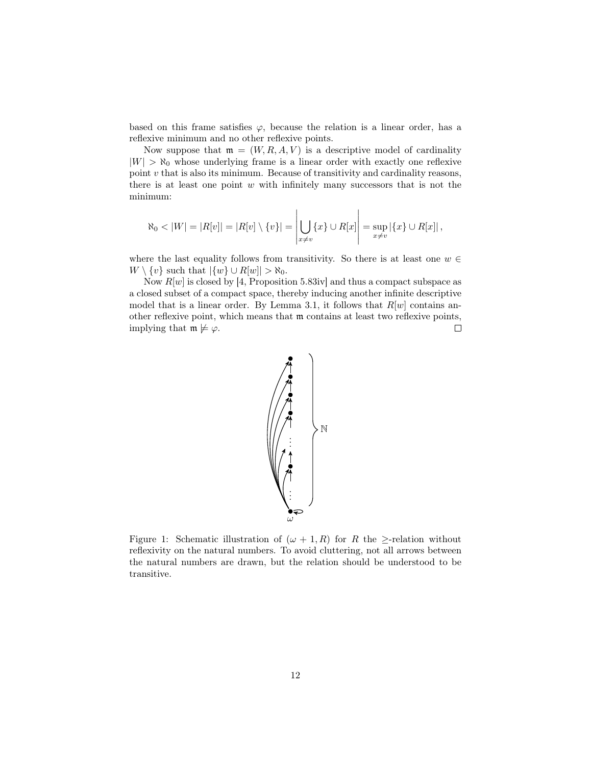based on this frame satisfies $\varphi$, because the relation is a linear order, has a reflexive minimum and no other reflexive points.

Now suppose that $\mathfrak{m} = (W, R, A, V)$ is a descriptive model of cardinality $|W| > \aleph_0$ whose underlying frame is a linear order with exactly one reflexive point $v$ that is also its minimum. Because of transitivity and cardinality reasons, there is at least one point $w$ with infinitely many successors that is not the minimum:

$$\aleph_0 < |W| = |R[v]| = |R[v] \setminus \{v\}| = \left| \bigcup_{x \neq v} \{x\} \cup R[x] \right| = \sup_{x \neq v} |\{x\} \cup R[x]| ,$$

where the last equality follows from transitivity. So there is at least one $w \in W \setminus \{v\}$ such that $|\{w\} \cup R[w]| > \aleph_0$.

Now $R[w]$ is closed by [4, Proposition 5.83iv] and thus a compact subspace as a closed subset of a compact space, thereby inducing another infinite descriptive model that is a linear order. By Lemma 3.1, it follows that $R[w]$ contains another reflexive point, which means that $\mathfrak{m}$ contains at least two reflexive points, implying that $\mathfrak{m} \not\models \varphi$. $\square$

Figure 1: Schematic illustration of $(\omega + 1, R)$ for $R$ the $\geq$-relation without reflexivity on the natural numbers. To avoid cluttering, not all arrows between the natural numbers are drawn, but the relation should be understood to be transitive.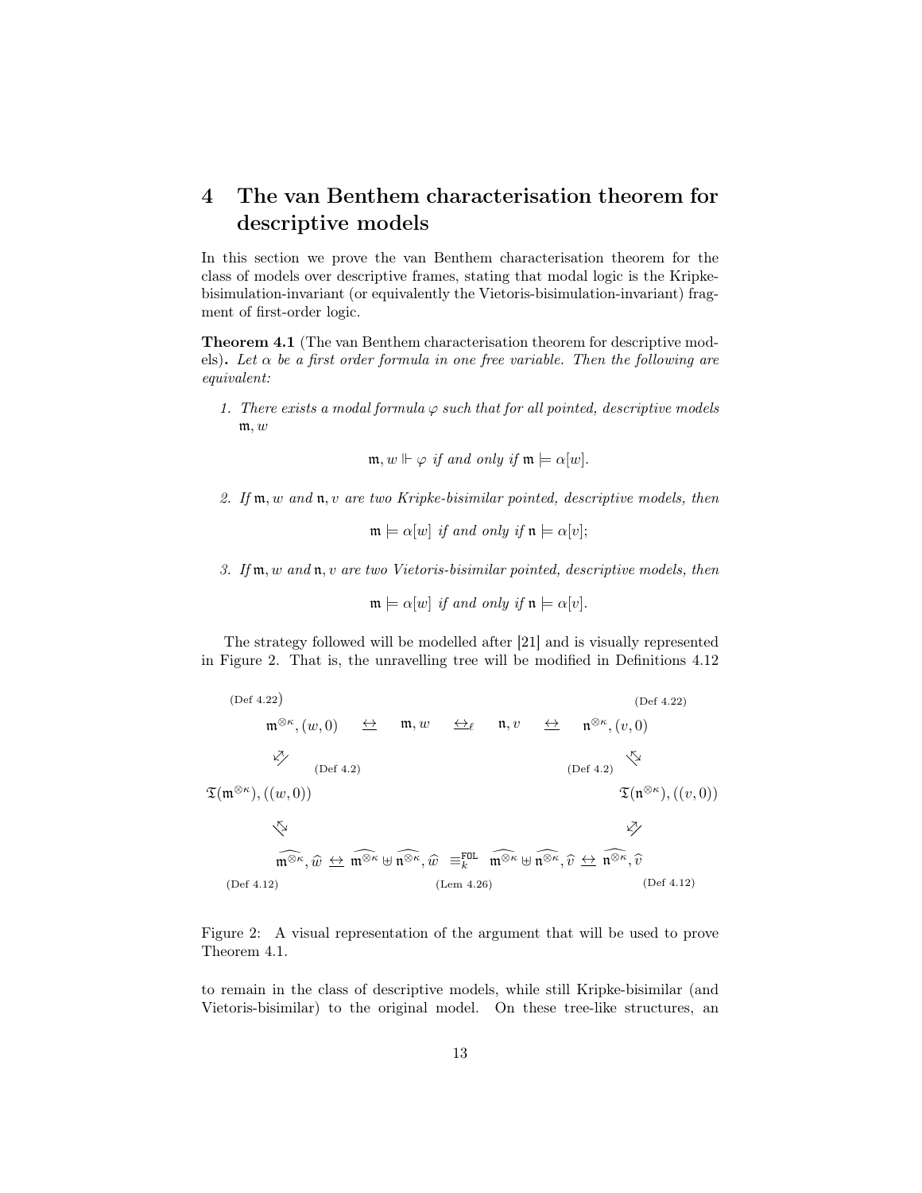# 4 The van Benthem characterisation theorem for descriptive models

In this section we prove the van Benthem characterisation theorem for the class of models over descriptive frames, stating that modal logic is the Kripke-bisimulation-invariant (or equivalently the Vietoris-bisimulation-invariant) fragment of first-order logic.

**Theorem 4.1** (The van Benthem characterisation theorem for descriptive models)**.** *Let $\alpha$ be a first order formula in one free variable. Then the following are equivalent:*

1. *There exists a modal formula $\varphi$ such that for all pointed, descriptive models $\mathfrak{m}, w$*

$$\mathfrak{m}, w \Vdash \varphi \text{ if and only if } \mathfrak{m} \models \alpha[w].$$

2. *If $\mathfrak{m}, w$ and $\mathfrak{n}, v$ are two Kripke-bisimilar pointed, descriptive models, then*

$$\mathfrak{m} \models \alpha[w] \text{ if and only if } \mathfrak{n} \models \alpha[v];$$

3. *If $\mathfrak{m}, w$ and $\mathfrak{n}, v$ are two Vietoris-bisimilar pointed, descriptive models, then*

$$\mathfrak{m} \models \alpha[w] \text{ if and only if } \mathfrak{n} \models \alpha[v].$$

The strategy followed will be modelled after [21] and is visually represented in Figure 2. That is, the unravelling tree will be modified in Definitions 4.12

$$\begin{array}{ccccccc}
\text{(Def 4.22)} & & & & & & \text{(Def 4.22)} \\
\mathfrak{m}^{\otimes\kappa}, (w,0) & \underline{\leftrightarrow} & \mathfrak{m}, w & \underline{\leftrightarrow}_\ell & \mathfrak{n}, v & \underline{\leftrightarrow} & \mathfrak{n}^{\otimes\kappa}, (v,0) \\
\text{(Def 4.2)} & & & & & & \text{(Def 4.2)} \\
\mathfrak{T}(\mathfrak{m}^{\otimes\kappa}), ((w,0)) & & & & & & \mathfrak{T}(\mathfrak{n}^{\otimes\kappa}), ((v,0)) \\
\widehat{\mathfrak{m}^{\otimes\kappa}}, \widehat{w} & \underline{\leftrightarrow} & \widehat{\mathfrak{m}^{\otimes\kappa}} \uplus \widehat{\mathfrak{n}^{\otimes\kappa}}, \widehat{w} & \equiv_k^{\mathtt{FOL}} & \widehat{\mathfrak{m}^{\otimes\kappa}} \uplus \widehat{\mathfrak{n}^{\otimes\kappa}}, \widehat{v} & \underline{\leftrightarrow} & \widehat{\mathfrak{n}^{\otimes\kappa}}, \widehat{v} \\
\text{(Def 4.12)} & & & \text{(Lem 4.26)} & & & \text{(Def 4.12)}
\end{array}$$

Figure 2: A visual representation of the argument that will be used to prove Theorem 4.1.

to remain in the class of descriptive models, while still Kripke-bisimilar (and Vietoris-bisimilar) to the original model. On these tree-like structures, an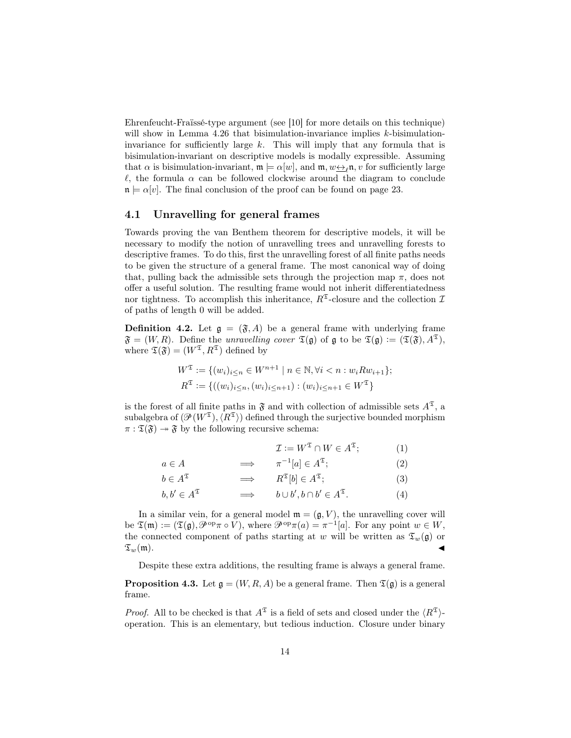Ehrenfeucht-Fraïssé-type argument (see [10] for more details on this technique) will show in Lemma 4.26 that bisimulation-invariance implies $k$-bisimulation-invariance for sufficiently large $k$. This will imply that any formula that is bisimulation-invariant on descriptive models is modally expressible. Assuming that $\alpha$ is bisimulation-invariant, $\mathfrak{m} \models \alpha[w]$, and $\mathfrak{m}, w \underline{\leftrightarrow}_\ell \mathfrak{n}, v$ for sufficiently large $\ell$, the formula $\alpha$ can be followed clockwise around the diagram to conclude $\mathfrak{n} \models \alpha[v]$. The final conclusion of the proof can be found on page 23.

## 4.1 Unravelling for general frames

Towards proving the van Benthem theorem for descriptive models, it will be necessary to modify the notion of unravelling trees and unravelling forests to descriptive frames. To do this, first the unravelling forest of all finite paths needs to be given the structure of a general frame. The most canonical way of doing that, pulling back the admissible sets through the projection map $\pi$, does not offer a useful solution. The resulting frame would not inherit differentiatedness nor tightness. To accomplish this inheritance, $R^{\mathfrak{T}}$-closure and the collection $\mathcal{I}$ of paths of length 0 will be added.

**Definition 4.2.** Let $\mathfrak{g} = (\mathfrak{F}, A)$ be a general frame with underlying frame $\mathfrak{F} = (W, R)$. Define the *unravelling cover* $\mathfrak{T}(\mathfrak{g})$ of $\mathfrak{g}$ to be $\mathfrak{T}(\mathfrak{g}) := (\mathfrak{T}(\mathfrak{F}), A^{\mathfrak{T}})$, where $\mathfrak{T}(\mathfrak{F}) = (W^{\mathfrak{T}}, R^{\mathfrak{T}})$ defined by

$$W^{\mathfrak{T}} := \{(w_i)_{i \leq n} \in W^{n+1} \mid n \in \mathbb{N}, \forall i < n : w_i R w_{i+1}\};$$
$$R^{\mathfrak{T}} := \{((w_i)_{i \leq n}, (w_i)_{i \leq n+1}) : (w_i)_{i \leq n+1} \in W^{\mathfrak{T}}\}$$

is the forest of all finite paths in $\mathfrak{F}$ and with collection of admissible sets $A^{\mathfrak{T}}$, a subalgebra of $(\mathscr{P}(W^{\mathfrak{T}}), \langle R^{\mathfrak{T}} \rangle)$ defined through the surjective bounded morphism $\pi : \mathfrak{T}(\mathfrak{F}) \twoheadrightarrow \mathfrak{F}$ by the following recursive schema:

$$\mathcal{I} := W^{\mathfrak{T}} \cap W \in A^{\mathfrak{T}}; \tag{1}$$
$$a \in A \quad \Longrightarrow \quad \pi^{-1}[a] \in A^{\mathfrak{T}}; \tag{2}$$
$$b \in A^{\mathfrak{T}} \quad \Longrightarrow \quad R^{\mathfrak{T}}[b] \in A^{\mathfrak{T}}; \tag{3}$$
$$b, b' \in A^{\mathfrak{T}} \quad \Longrightarrow \quad b \cup b', b \cap b' \in A^{\mathfrak{T}}. \tag{4}$$

In a similar vein, for a general model $\mathfrak{m} = (\mathfrak{g}, V)$, the unravelling cover will be $\mathfrak{T}(\mathfrak{m}) := (\mathfrak{T}(\mathfrak{g}), \mathscr{P}^{\mathrm{op}}\pi \circ V)$, where $\mathscr{P}^{\mathrm{op}}\pi(a) = \pi^{-1}[a]$. For any point $w \in W$, the connected component of paths starting at $w$ will be written as $\mathfrak{T}_w(\mathfrak{g})$ or $\mathfrak{T}_w(\mathfrak{m})$. ◀

Despite these extra additions, the resulting frame is always a general frame.

**Proposition 4.3.** Let $\mathfrak{g} = (W, R, A)$ be a general frame. Then $\mathfrak{T}(\mathfrak{g})$ is a general frame.

*Proof.* All to be checked is that $A^{\mathfrak{T}}$ is a field of sets and closed under the $\langle R^{\mathfrak{T}} \rangle$-operation. This is an elementary, but tedious induction. Closure under binary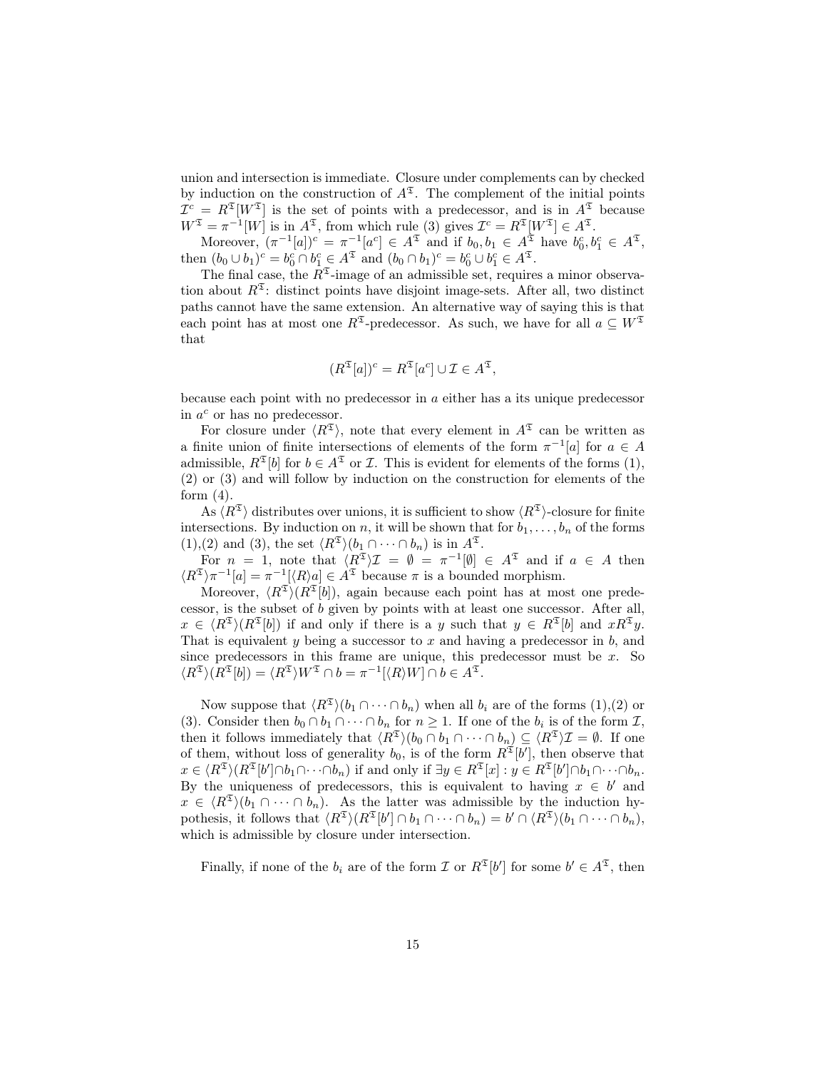union and intersection is immediate. Closure under complements can by checked by induction on the construction of $A^{\mathfrak{T}}$. The complement of the initial points $\mathcal{I}^c = R^{\mathfrak{T}}[W^{\mathfrak{T}}]$ is the set of points with a predecessor, and is in $A^{\mathfrak{T}}$ because $W^{\mathfrak{T}} = \pi^{-1}[W]$ is in $A^{\mathfrak{T}}$, from which rule (3) gives $\mathcal{I}^c = R^{\mathfrak{T}}[W^{\mathfrak{T}}] \in A^{\mathfrak{T}}$.

Moreover, $(\pi^{-1}[a])^c = \pi^{-1}[a^c] \in A^{\mathfrak{T}}$ and if $b_0, b_1 \in A^{\mathfrak{T}}$ have $b_0^c, b_1^c \in A^{\mathfrak{T}}$, then $(b_0 \cup b_1)^c = b_0^c \cap b_1^c \in A^{\mathfrak{T}}$ and $(b_0 \cap b_1)^c = b_0^c \cup b_1^c \in A^{\mathfrak{T}}$.

The final case, the $R^{\mathfrak{T}}$-image of an admissible set, requires a minor observation about $R^{\mathfrak{T}}$: distinct points have disjoint image-sets. After all, two distinct paths cannot have the same extension. An alternative way of saying this is that each point has at most one $R^{\mathfrak{T}}$-predecessor. As such, we have for all $a \subseteq W^{\mathfrak{T}}$ that

$$(R^{\mathfrak{T}}[a])^c = R^{\mathfrak{T}}[a^c] \cup \mathcal{I} \in A^{\mathfrak{T}},$$

because each point with no predecessor in $a$ either has a its unique predecessor in $a^c$ or has no predecessor.

For closure under $\langle R^{\mathfrak{T}} \rangle$, note that every element in $A^{\mathfrak{T}}$ can be written as a finite union of finite intersections of elements of the form $\pi^{-1}[a]$ for $a \in A$ admissible, $R^{\mathfrak{T}}[b]$ for $b \in A^{\mathfrak{T}}$ or $\mathcal{I}$. This is evident for elements of the forms (1), (2) or (3) and will follow by induction on the construction for elements of the form (4).

As $\langle R^{\mathfrak{T}} \rangle$ distributes over unions, it is sufficient to show $\langle R^{\mathfrak{T}} \rangle$-closure for finite intersections. By induction on $n$, it will be shown that for $b_1, \dots, b_n$ of the forms (1),(2) and (3), the set $\langle R^{\mathfrak{T}} \rangle (b_1 \cap \dots \cap b_n)$ is in $A^{\mathfrak{T}}$.

For $n = 1$, note that $\langle R^{\mathfrak{T}} \rangle \mathcal{I} = \emptyset = \pi^{-1}[\emptyset] \in A^{\mathfrak{T}}$ and if $a \in A$ then $\langle R^{\mathfrak{T}} \rangle \pi^{-1}[a] = \pi^{-1}[\langle R \rangle a] \in A^{\mathfrak{T}}$ because $\pi$ is a bounded morphism.

Moreover, $\langle R^{\mathfrak{T}} \rangle (R^{\mathfrak{T}}[b])$, again because each point has at most one predecessor, is the subset of $b$ given by points with at least one successor. After all, $x \in \langle R^{\mathfrak{T}} \rangle (R^{\mathfrak{T}}[b])$ if and only if there is a $y$ such that $y \in R^{\mathfrak{T}}[b]$ and $xR^{\mathfrak{T}}y$. That is equivalent to $y$ being a successor to $x$ and having a predecessor in $b$, and since predecessors in this frame are unique, this predecessor must be $x$. So $\langle R^{\mathfrak{T}} \rangle (R^{\mathfrak{T}}[b]) = \langle R^{\mathfrak{T}} \rangle W^{\mathfrak{T}} \cap b = \pi^{-1}[\langle R \rangle W] \cap b \in A^{\mathfrak{T}}$.

Now suppose that $\langle R^{\mathfrak{T}} \rangle (b_1 \cap \dots \cap b_n)$ when all $b_i$ are of the forms (1),(2) or (3). Consider then $b_0 \cap b_1 \cap \dots \cap b_n$ for $n \geq 1$. If one of the $b_i$ is of the form $\mathcal{I}$, then it follows immediately that $\langle R^{\mathfrak{T}} \rangle (b_0 \cap b_1 \cap \dots \cap b_n) \subseteq \langle R^{\mathfrak{T}} \rangle \mathcal{I} = \emptyset$. If one of them, without loss of generality $b_0$, is of the form $R^{\mathfrak{T}}[b']$, then observe that $x \in \langle R^{\mathfrak{T}} \rangle (R^{\mathfrak{T}}[b'] \cap b_1 \cap \dots \cap b_n)$ if and only if $\exists y \in R^{\mathfrak{T}}[x] : y \in R^{\mathfrak{T}}[b'] \cap b_1 \cap \dots \cap b_n$. By the uniqueness of predecessors, this is equivalent to having $x \in b'$ and $x \in \langle R^{\mathfrak{T}} \rangle (b_1 \cap \dots \cap b_n)$. As the latter was admissible by the induction hypothesis, it follows that $\langle R^{\mathfrak{T}} \rangle (R^{\mathfrak{T}}[b'] \cap b_1 \cap \dots \cap b_n) = b' \cap \langle R^{\mathfrak{T}} \rangle (b_1 \cap \dots \cap b_n)$, which is admissible by closure under intersection.

Finally, if none of the $b_i$ are of the form $\mathcal{I}$ or $R^{\mathfrak{T}}[b']$ for some $b' \in A^{\mathfrak{T}}$, then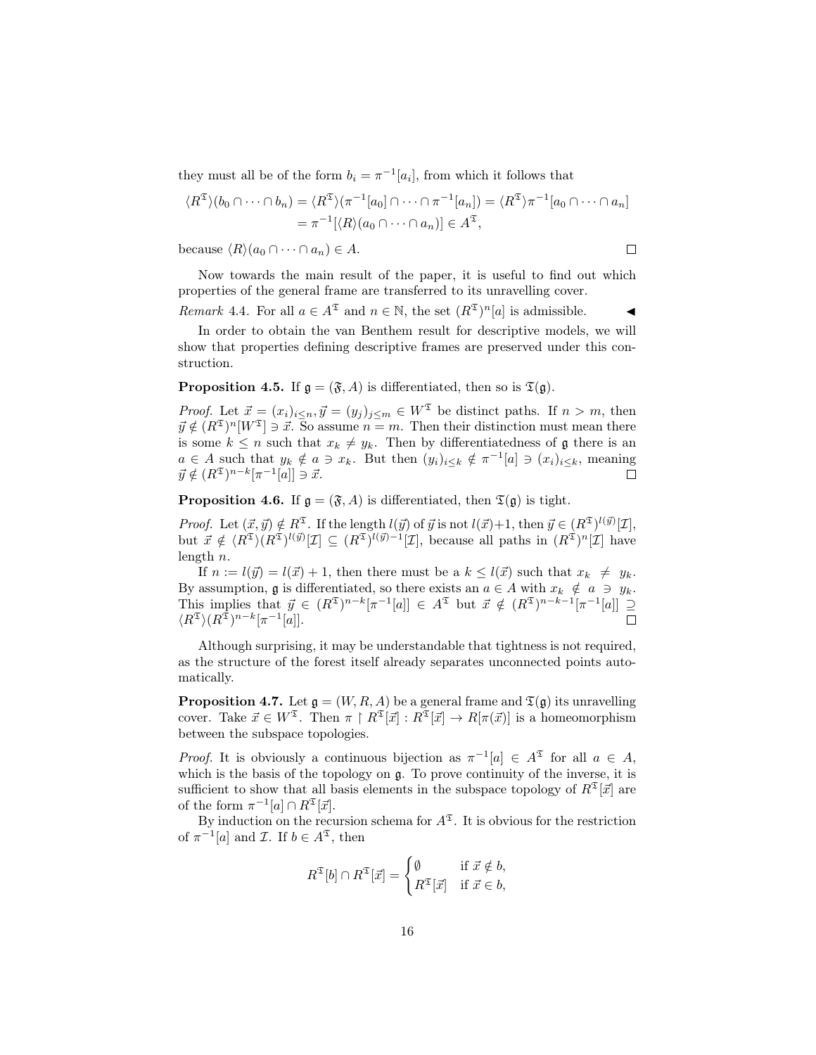they must all be of the form $b_i = \pi^{-1}[a_i]$, from which it follows that

$$
\begin{aligned}
\langle R^{\mathfrak{T}}\rangle(b_0 \cap \cdots \cap b_n) = \langle R^{\mathfrak{T}}\rangle(\pi^{-1}[a_0] \cap \cdots \cap \pi^{-1}[a_n]) = \langle R^{\mathfrak{T}}\rangle\pi^{-1}[a_0 \cap \cdots \cap a_n] \\
= \pi^{-1}[\langle R\rangle(a_0 \cap \cdots \cap a_n)] \in A^{\mathfrak{T}},
\end{aligned}
$$

because $\langle R\rangle(a_0 \cap \cdots \cap a_n) \in A$. $\square$

Now towards the main result of the paper, it is useful to find out which properties of the general frame are transferred to its unravelling cover.

*Remark* 4.4. For all $a \in A^{\mathfrak{T}}$ and $n \in \mathbb{N}$, the set $(R^{\mathfrak{T}})^n[a]$ is admissible. ◀

In order to obtain the van Benthem result for descriptive models, we will show that properties defining descriptive frames are preserved under this construction.

**Proposition 4.5.** If $\mathfrak{g} = (\mathfrak{F}, A)$ is differentiated, then so is $\mathfrak{T}(\mathfrak{g})$.

*Proof.* Let $\vec{x} = (x_i)_{i\leq n}, \vec{y} = (y_j)_{j\leq m} \in W^{\mathfrak{T}}$ be distinct paths. If $n > m$, then $\vec{y} \notin (R^{\mathfrak{T}})^n[W^{\mathfrak{T}}] \ni \vec{x}$. So assume $n = m$. Then their distinction must mean there is some $k \leq n$ such that $x_k \neq y_k$. Then by differentiatedness of $\mathfrak{g}$ there is an $a \in A$ such that $y_k \notin a \ni x_k$. But then $(y_i)_{i\leq k} \notin \pi^{-1}[a] \ni (x_i)_{i\leq k}$, meaning $\vec{y} \notin (R^{\mathfrak{T}})^{n-k}[\pi^{-1}[a]] \ni \vec{x}$. $\square$

**Proposition 4.6.** If $\mathfrak{g} = (\mathfrak{F}, A)$ is differentiated, then $\mathfrak{T}(\mathfrak{g})$ is tight.

*Proof.* Let $(\vec{x}, \vec{y}) \notin R^{\mathfrak{T}}$. If the length $l(\vec{y})$ of $\vec{y}$ is not $l(\vec{x})+1$, then $\vec{y} \in (R^{\mathfrak{T}})^{l(\vec{y})}[\mathcal{I}]$, but $\vec{x} \notin \langle R^{\mathfrak{T}}\rangle(R^{\mathfrak{T}})^{l(\vec{y})}[\mathcal{I}] \subseteq (R^{\mathfrak{T}})^{l(\vec{y})-1}[\mathcal{I}]$, because all paths in $(R^{\mathfrak{T}})^n[\mathcal{I}]$ have length $n$.

If $n := l(\vec{y}) = l(\vec{x}) + 1$, then there must be a $k \leq l(\vec{x})$ such that $x_k \neq y_k$. By assumption, $\mathfrak{g}$ is differentiated, so there exists an $a \in A$ with $x_k \notin a \ni y_k$. This implies that $\vec{y} \in (R^{\mathfrak{T}})^{n-k}[\pi^{-1}[a]] \in A^{\mathfrak{T}}$ but $\vec{x} \notin (R^{\mathfrak{T}})^{n-k-1}[\pi^{-1}[a]] \supseteq \langle R^{\mathfrak{T}}\rangle(R^{\mathfrak{T}})^{n-k}[\pi^{-1}[a]]$. $\square$

Although surprising, it may be understandable that tightness is not required, as the structure of the forest itself already separates unconnected points automatically.

**Proposition 4.7.** Let $\mathfrak{g} = (W, R, A)$ be a general frame and $\mathfrak{T}(\mathfrak{g})$ its unravelling cover. Take $\vec{x} \in W^{\mathfrak{T}}$. Then $\pi \restriction R^{\mathfrak{T}}[\vec{x}] : R^{\mathfrak{T}}[\vec{x}] \to R[\pi(\vec{x})]$ is a homeomorphism between the subspace topologies.

*Proof.* It is obviously a continuous bijection as $\pi^{-1}[a] \in A^{\mathfrak{T}}$ for all $a \in A$, which is the basis of the topology on $\mathfrak{g}$. To prove continuity of the inverse, it is sufficient to show that all basis elements in the subspace topology of $R^{\mathfrak{T}}[\vec{x}]$ are of the form $\pi^{-1}[a] \cap R^{\mathfrak{T}}[\vec{x}]$.

By induction on the recursion schema for $A^{\mathfrak{T}}$. It is obvious for the restriction of $\pi^{-1}[a]$ and $\mathcal{I}$. If $b \in A^{\mathfrak{T}}$, then

$$
R^{\mathfrak{T}}[b] \cap R^{\mathfrak{T}}[\vec{x}] = \begin{cases} \emptyset & \text{if } \vec{x} \notin b, \\ R^{\mathfrak{T}}[\vec{x}] & \text{if } \vec{x} \in b, \end{cases}
$$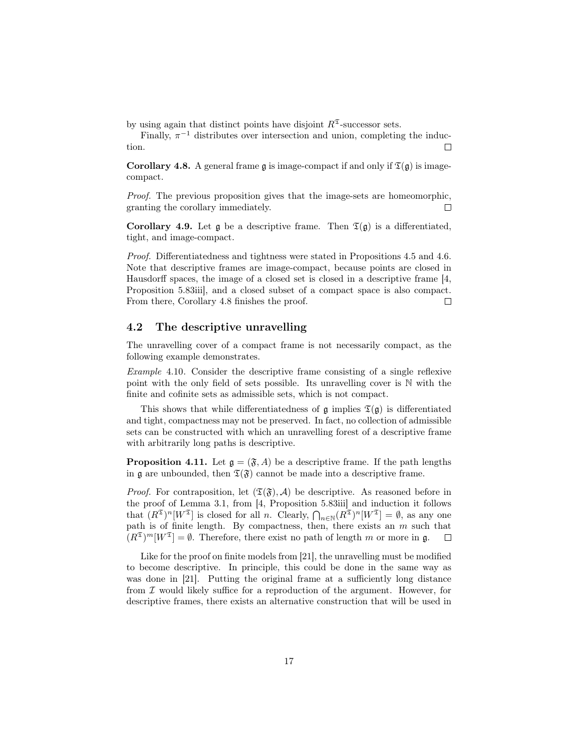by using again that distinct points have disjoint $R^{\mathfrak{T}}$-successor sets.

Finally, $\pi^{-1}$ distributes over intersection and union, completing the induction. $\square$

**Corollary 4.8.** A general frame $\mathfrak{g}$ is image-compact if and only if $\mathfrak{T}(\mathfrak{g})$ is image-compact.

*Proof.* The previous proposition gives that the image-sets are homeomorphic, granting the corollary immediately. $\square$

**Corollary 4.9.** Let $\mathfrak{g}$ be a descriptive frame. Then $\mathfrak{T}(\mathfrak{g})$ is a differentiated, tight, and image-compact.

*Proof.* Differentiatedness and tightness were stated in Propositions 4.5 and 4.6. Note that descriptive frames are image-compact, because points are closed in Hausdorff spaces, the image of a closed set is closed in a descriptive frame [4, Proposition 5.83iii], and a closed subset of a compact space is also compact. From there, Corollary 4.8 finishes the proof. $\square$

## 4.2 The descriptive unravelling

The unravelling cover of a compact frame is not necessarily compact, as the following example demonstrates.

*Example* 4.10. Consider the descriptive frame consisting of a single reflexive point with the only field of sets possible. Its unravelling cover is $\mathbb{N}$ with the finite and cofinite sets as admissible sets, which is not compact.

This shows that while differentiatedness of $\mathfrak{g}$ implies $\mathfrak{T}(\mathfrak{g})$ is differentiated and tight, compactness may not be preserved. In fact, no collection of admissible sets can be constructed with which an unravelling forest of a descriptive frame with arbitrarily long paths is descriptive.

**Proposition 4.11.** Let $\mathfrak{g} = (\mathfrak{F}, A)$ be a descriptive frame. If the path lengths in $\mathfrak{g}$ are unbounded, then $\mathfrak{T}(\mathfrak{F})$ cannot be made into a descriptive frame.

*Proof.* For contraposition, let $(\mathfrak{T}(\mathfrak{F}), \mathcal{A})$ be descriptive. As reasoned before in the proof of Lemma 3.1, from [4, Proposition 5.83iii] and induction it follows that $(R^{\mathfrak{T}})^n[W^{\mathfrak{T}}]$ is closed for all $n$. Clearly, $\bigcap_{n \in \mathbb{N}} (R^{\mathfrak{T}})^n[W^{\mathfrak{T}}] = \emptyset$, as any one path is of finite length. By compactness, then, there exists an $m$ such that $(R^{\mathfrak{T}})^m[W^{\mathfrak{T}}] = \emptyset$. Therefore, there exist no path of length $m$ or more in $\mathfrak{g}$. $\square$

Like for the proof on finite models from [21], the unravelling must be modified to become descriptive. In principle, this could be done in the same way as was done in [21]. Putting the original frame at a sufficiently long distance from $\mathcal{I}$ would likely suffice for a reproduction of the argument. However, for descriptive frames, there exists an alternative construction that will be used in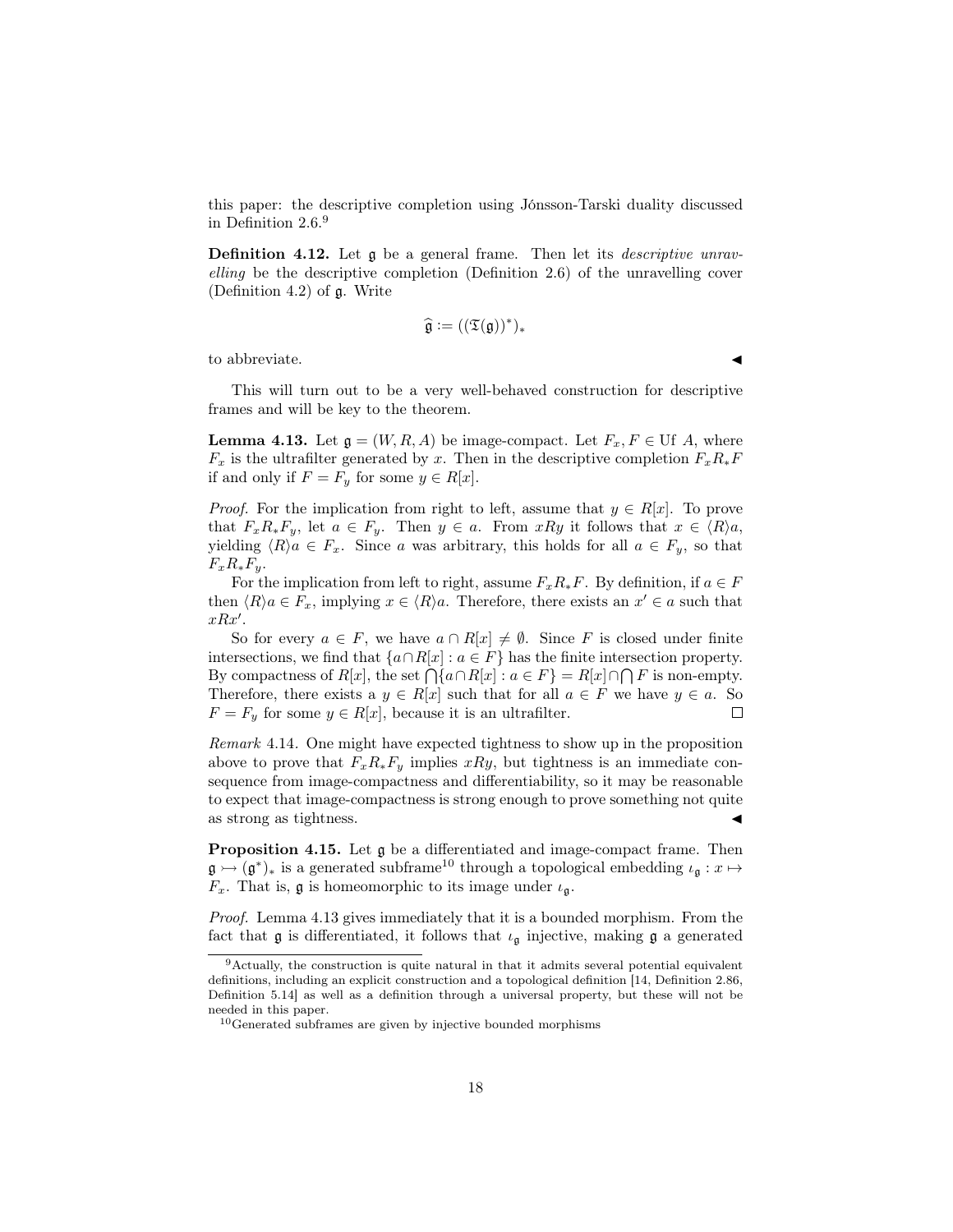this paper: the descriptive completion using Jónsson-Tarski duality discussed in Definition 2.6.[9]

**Definition 4.12.** Let $\mathfrak{g}$ be a general frame. Then let its *descriptive unravelling* be the descriptive completion (Definition 2.6) of the unravelling cover (Definition 4.2) of $\mathfrak{g}$. Write

$$\widehat{\mathfrak{g}} := ((\mathfrak{T}(\mathfrak{g}))^*)_*$$

to abbreviate. ◀

This will turn out to be a very well-behaved construction for descriptive frames and will be key to the theorem.

**Lemma 4.13.** Let $\mathfrak{g} = (W, R, A)$ be image-compact. Let $F_x, F \in \text{Uf } A$, where $F_x$ is the ultrafilter generated by $x$. Then in the descriptive completion $F_x R_* F$ if and only if $F = F_y$ for some $y \in R[x]$.

*Proof.* For the implication from right to left, assume that $y \in R[x]$. To prove that $F_x R_* F_y$, let $a \in F_y$. Then $y \in a$. From $xRy$ it follows that $x \in \langle R \rangle a$, yielding $\langle R \rangle a \in F_x$. Since $a$ was arbitrary, this holds for all $a \in F_y$, so that $F_x R_* F_y$.

For the implication from left to right, assume $F_x R_* F$. By definition, if $a \in F$ then $\langle R \rangle a \in F_x$, implying $x \in \langle R \rangle a$. Therefore, there exists an $x' \in a$ such that $xRx'$.

So for every $a \in F$, we have $a \cap R[x] \neq \emptyset$. Since $F$ is closed under finite intersections, we find that $\{a \cap R[x] : a \in F\}$ has the finite intersection property. By compactness of $R[x]$, the set $\bigcap \{a \cap R[x] : a \in F\} = R[x] \cap \bigcap F$ is non-empty. Therefore, there exists a $y \in R[x]$ such that for all $a \in F$ we have $y \in a$. So $F = F_y$ for some $y \in R[x]$, because it is an ultrafilter. □

*Remark* 4.14. One might have expected tightness to show up in the proposition above to prove that $F_x R_* F_y$ implies $xRy$, but tightness is an immediate consequence from image-compactness and differentiability, so it may be reasonable to expect that image-compactness is strong enough to prove something not quite as strong as tightness. ◀

**Proposition 4.15.** Let $\mathfrak{g}$ be a differentiated and image-compact frame. Then $\mathfrak{g} \rightarrowtail (\mathfrak{g}^*)_*$ is a generated subframe[10] through a topological embedding $\iota_{\mathfrak{g}} : x \mapsto F_x$. That is, $\mathfrak{g}$ is homeomorphic to its image under $\iota_{\mathfrak{g}}$.

*Proof.* Lemma 4.13 gives immediately that it is a bounded morphism. From the fact that $\mathfrak{g}$ is differentiated, it follows that $\iota_{\mathfrak{g}}$ injective, making $\mathfrak{g}$ a generated

[9] Actually, the construction is quite natural in that it admits several potential equivalent definitions, including an explicit construction and a topological definition [14, Definition 2.86, Definition 5.14] as well as a definition through a universal property, but these will not be needed in this paper.

[10] Generated subframes are given by injective bounded morphisms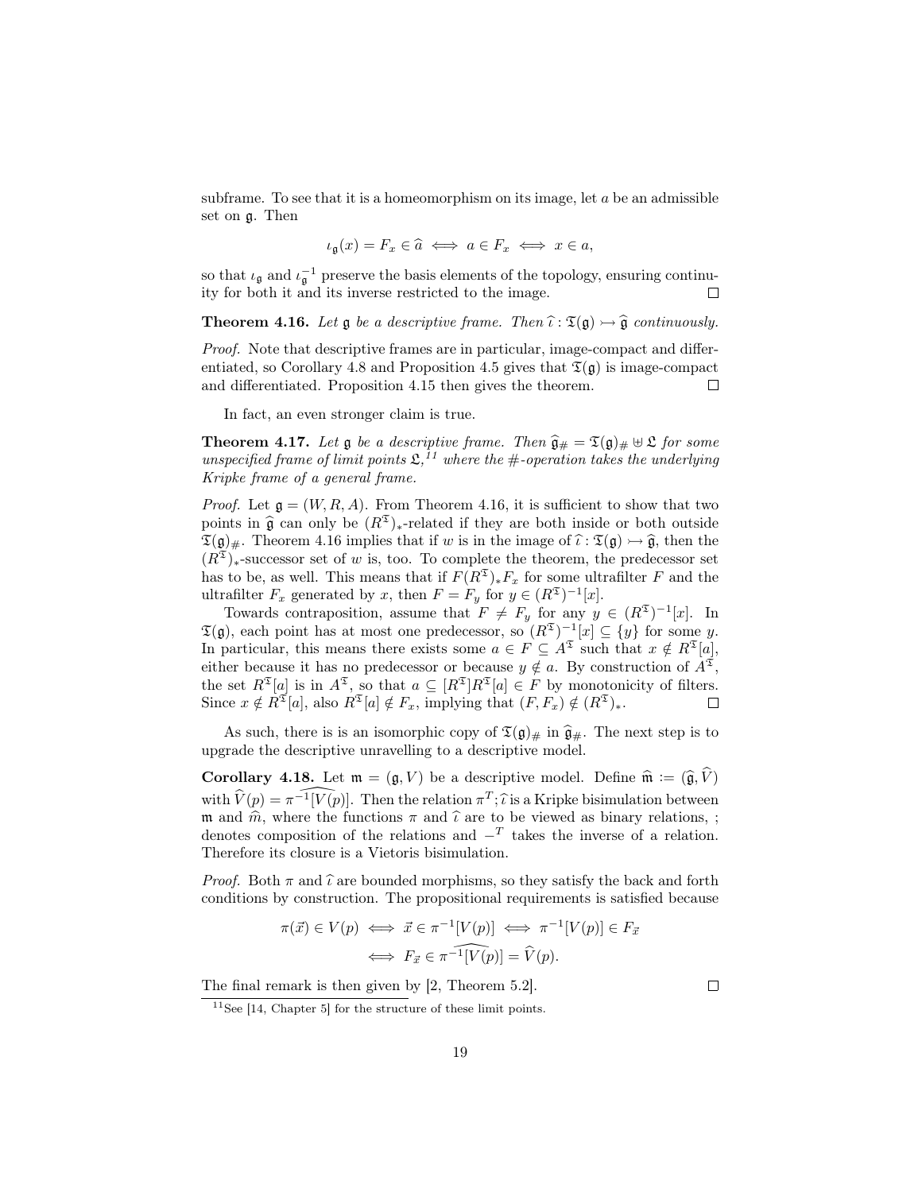subframe. To see that it is a homeomorphism on its image, let $a$ be an admissible set on $\mathfrak{g}$. Then

$$\iota_{\mathfrak{g}}(x) = F_x \in \widehat{a} \iff a \in F_x \iff x \in a,$$

so that $\iota_{\mathfrak{g}}$ and $\iota_{\mathfrak{g}}^{-1}$ preserve the basis elements of the topology, ensuring continuity for both it and its inverse restricted to the image. $\square$

**Theorem 4.16.** *Let $\mathfrak{g}$ be a descriptive frame. Then $\widehat{\iota} : \mathfrak{T}(\mathfrak{g}) \rightarrowtail \widehat{\mathfrak{g}}$ continuously.*

*Proof.* Note that descriptive frames are in particular, image-compact and differentiated, so Corollary 4.8 and Proposition 4.5 gives that $\mathfrak{T}(\mathfrak{g})$ is image-compact and differentiated. Proposition 4.15 then gives the theorem. $\square$

In fact, an even stronger claim is true.

**Theorem 4.17.** *Let $\mathfrak{g}$ be a descriptive frame. Then $\widehat{\mathfrak{g}}_\# = \mathfrak{T}(\mathfrak{g})_\# \uplus \mathfrak{L}$ for some unspecified frame of limit points $\mathfrak{L}$,[11] where the $\#$-operation takes the underlying Kripke frame of a general frame.*

*Proof.* Let $\mathfrak{g} = (W, R, A)$. From Theorem 4.16, it is sufficient to show that two points in $\widehat{\mathfrak{g}}$ can only be $(R^{\mathfrak{T}})_*$-related if they are both inside or both outside $\mathfrak{T}(\mathfrak{g})_\#$. Theorem 4.16 implies that if $w$ is in the image of $\widehat{\iota} : \mathfrak{T}(\mathfrak{g}) \rightarrowtail \widehat{\mathfrak{g}}$, then the $(R^{\mathfrak{T}})_*$-successor set of $w$ is, too. To complete the theorem, the predecessor set has to be, as well. This means that if $F(R^{\mathfrak{T}})_* F_x$ for some ultrafilter $F$ and the ultrafilter $F_x$ generated by $x$, then $F = F_y$ for $y \in (R^{\mathfrak{T}})^{-1}[x]$.

Towards contraposition, assume that $F \neq F_y$ for any $y \in (R^{\mathfrak{T}})^{-1}[x]$. In $\mathfrak{T}(\mathfrak{g})$, each point has at most one predecessor, so $(R^{\mathfrak{T}})^{-1}[x] \subseteq \{y\}$ for some $y$. In particular, this means there exists some $a \in F \subseteq A^{\mathfrak{T}}$ such that $x \notin R^{\mathfrak{T}}[a]$, either because it has no predecessor or because $y \notin a$. By construction of $A^{\mathfrak{T}}$, the set $R^{\mathfrak{T}}[a]$ is in $A^{\mathfrak{T}}$, so that $a \subseteq [R^{\mathfrak{T}}]R^{\mathfrak{T}}[a] \in F$ by monotonicity of filters. Since $x \notin R^{\mathfrak{T}}[a]$, also $R^{\mathfrak{T}}[a] \notin F_x$, implying that $(F, F_x) \notin (R^{\mathfrak{T}})_*$. $\square$

As such, there is is an isomorphic copy of $\mathfrak{T}(\mathfrak{g})_\#$ in $\widehat{\mathfrak{g}}_\#$. The next step is to upgrade the descriptive unravelling to a descriptive model.

**Corollary 4.18.** Let $\mathfrak{m} = (\mathfrak{g}, V)$ be a descriptive model. Define $\widehat{\mathfrak{m}} := (\widehat{\mathfrak{g}}, \widehat{V})$ with $\widehat{V}(p) = \widehat{\pi^{-1}[V(p)]}$. Then the relation $\pi^T;\widehat{\iota}$ is a Kripke bisimulation between $\mathfrak{m}$ and $\widehat{m}$, where the functions $\pi$ and $\widehat{\iota}$ are to be viewed as binary relations, ; denotes composition of the relations and $-^T$ takes the inverse of a relation. Therefore its closure is a Vietoris bisimulation.

*Proof.* Both $\pi$ and $\widehat{\iota}$ are bounded morphisms, so they satisfy the back and forth conditions by construction. The propositional requirements is satisfied because

$$\begin{aligned} \pi(\vec{x}) \in V(p) &\iff \vec{x} \in \pi^{-1}[V(p)] \iff \pi^{-1}[V(p)] \in F_{\vec{x}} \\ &\iff F_{\vec{x}} \in \widehat{\pi^{-1}[V(p)]} = \widehat{V}(p). \end{aligned}$$

The final remark is then given by [2, Theorem 5.2]. $\square$

[11] See [14, Chapter 5] for the structure of these limit points.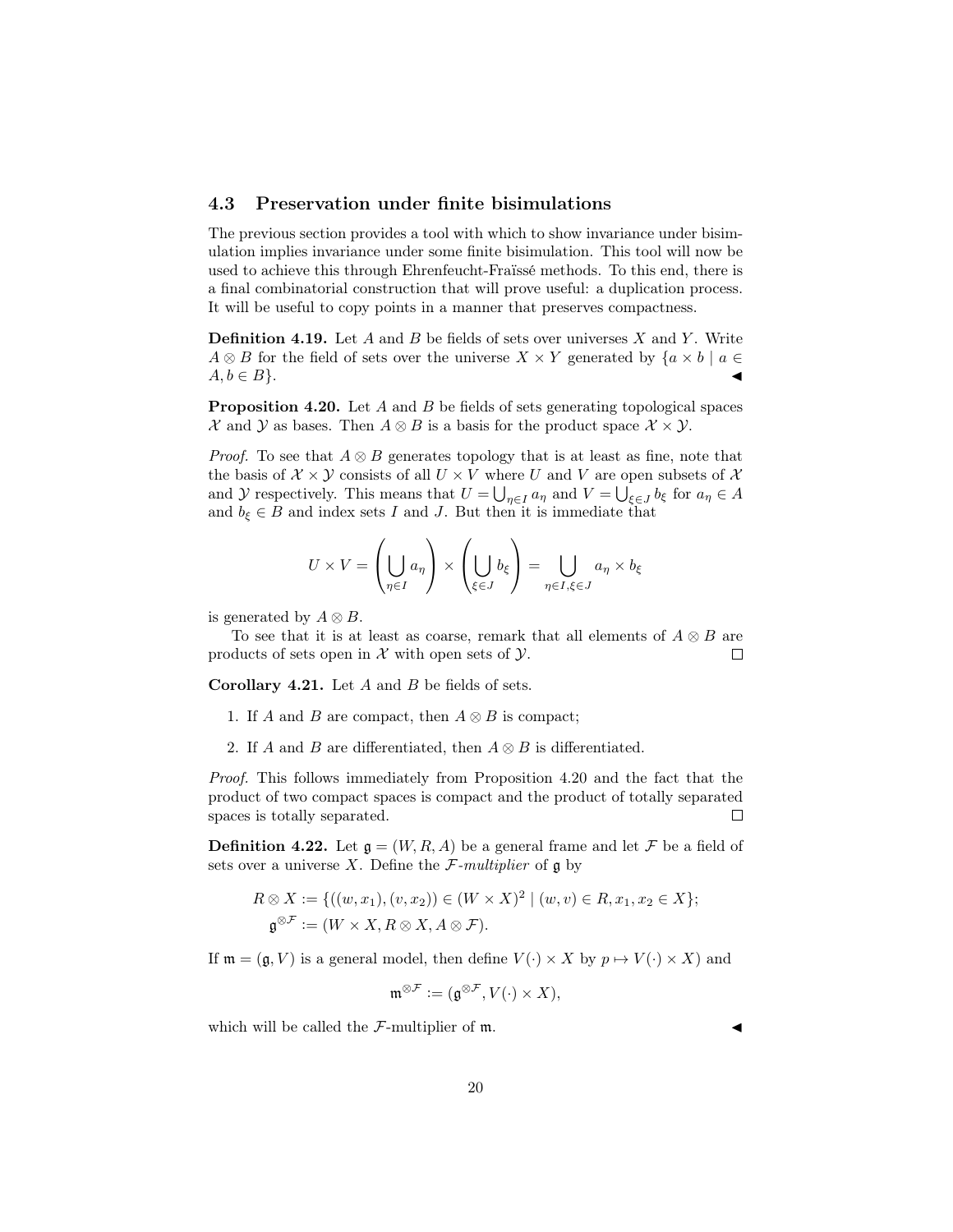### 4.3 Preservation under finite bisimulations

The previous section provides a tool with which to show invariance under bisimulation implies invariance under some finite bisimulation. This tool will now be used to achieve this through Ehrenfeucht-Fraïssé methods. To this end, there is a final combinatorial construction that will prove useful: a duplication process. It will be useful to copy points in a manner that preserves compactness.

**Definition 4.19.** Let $A$ and $B$ be fields of sets over universes $X$ and $Y$. Write $A \otimes B$ for the field of sets over the universe $X \times Y$ generated by $\{a \times b \mid a \in A, b \in B\}$. ◀

**Proposition 4.20.** Let $A$ and $B$ be fields of sets generating topological spaces $\mathcal{X}$ and $\mathcal{Y}$ as bases. Then $A \otimes B$ is a basis for the product space $\mathcal{X} \times \mathcal{Y}$.

*Proof.* To see that $A \otimes B$ generates topology that is at least as fine, note that the basis of $\mathcal{X} \times \mathcal{Y}$ consists of all $U \times V$ where $U$ and $V$ are open subsets of $\mathcal{X}$ and $\mathcal{Y}$ respectively. This means that $U = \bigcup_{\eta \in I} a_\eta$ and $V = \bigcup_{\xi \in J} b_\xi$ for $a_\eta \in A$ and $b_\xi \in B$ and index sets $I$ and $J$. But then it is immediate that

$$U \times V = \left( \bigcup_{\eta \in I} a_\eta \right) \times \left( \bigcup_{\xi \in J} b_\xi \right) = \bigcup_{\eta \in I, \xi \in J} a_\eta \times b_\xi$$

is generated by $A \otimes B$.

To see that it is at least as coarse, remark that all elements of $A \otimes B$ are products of sets open in $\mathcal{X}$ with open sets of $\mathcal{Y}$. □

**Corollary 4.21.** Let $A$ and $B$ be fields of sets.

1. If $A$ and $B$ are compact, then $A \otimes B$ is compact;
2. If $A$ and $B$ are differentiated, then $A \otimes B$ is differentiated.

*Proof.* This follows immediately from Proposition 4.20 and the fact that the product of two compact spaces is compact and the product of totally separated spaces is totally separated. □

**Definition 4.22.** Let $\mathfrak{g} = (W, R, A)$ be a general frame and let $\mathcal{F}$ be a field of sets over a universe $X$. Define the *$\mathcal{F}$-multiplier* of $\mathfrak{g}$ by

$$\begin{aligned} R \otimes X &:= \{((w, x_1), (v, x_2)) \in (W \times X)^2 \mid (w, v) \in R, x_1, x_2 \in X\}; \\ \mathfrak{g}^{\otimes \mathcal{F}} &:= (W \times X, R \otimes X, A \otimes \mathcal{F}). \end{aligned}$$

If $\mathfrak{m} = (\mathfrak{g}, V)$ is a general model, then define $V(\cdot) \times X$ by $p \mapsto V(\cdot) \times X)$ and

$$\mathfrak{m}^{\otimes \mathcal{F}} := (\mathfrak{g}^{\otimes \mathcal{F}}, V(\cdot) \times X),$$

which will be called the $\mathcal{F}$-multiplier of $\mathfrak{m}$. ◀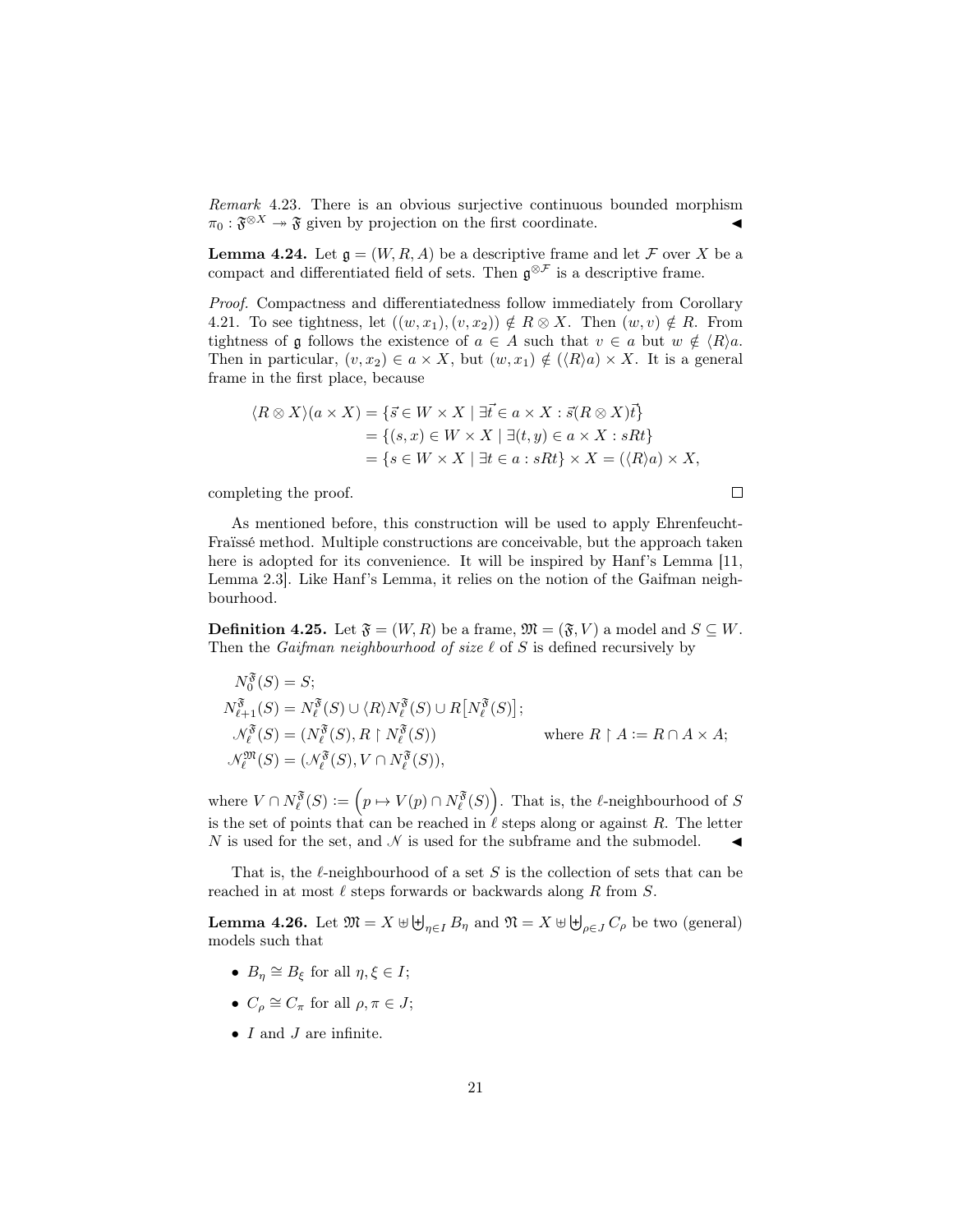*Remark* 4.23. There is an obvious surjective continuous bounded morphism $\pi_0 : \mathfrak{F}^{\otimes X} \twoheadrightarrow \mathfrak{F}$ given by projection on the first coordinate. ◀

**Lemma 4.24.** Let $\mathfrak{g} = (W, R, A)$ be a descriptive frame and let $\mathcal{F}$ over $X$ be a compact and differentiated field of sets. Then $\mathfrak{g}^{\otimes \mathcal{F}}$ is a descriptive frame.

*Proof.* Compactness and differentiatedness follow immediately from Corollary 4.21. To see tightness, let $((w, x_1), (v, x_2)) \notin R \otimes X$. Then $(w, v) \notin R$. From tightness of $\mathfrak{g}$ follows the existence of $a \in A$ such that $v \in a$ but $w \notin \langle R \rangle a$. Then in particular, $(v, x_2) \in a \times X$, but $(w, x_1) \notin (\langle R \rangle a) \times X$. It is a general frame in the first place, because

$$
\begin{aligned}
\langle R \otimes X \rangle (a \times X) &= \{\vec{s} \in W \times X \mid \exists \vec{t} \in a \times X : \vec{s}(R \otimes X)\vec{t}\} \\
&= \{(s, x) \in W \times X \mid \exists (t, y) \in a \times X : sRt\} \\
&= \{s \in W \times X \mid \exists t \in a : sRt\} \times X = (\langle R \rangle a) \times X,
\end{aligned}
$$

completing the proof. □

As mentioned before, this construction will be used to apply Ehrenfeucht-Fraïssé method. Multiple constructions are conceivable, but the approach taken here is adopted for its convenience. It will be inspired by Hanf's Lemma [11, Lemma 2.3]. Like Hanf's Lemma, it relies on the notion of the Gaifman neighbourhood.

**Definition 4.25.** Let $\mathfrak{F} = (W, R)$ be a frame, $\mathfrak{M} = (\mathfrak{F}, V)$ a model and $S \subseteq W$. Then the *Gaifman neighbourhood of size* $\ell$ of $S$ is defined recursively by

$$
\begin{aligned}
N_0^{\mathfrak{F}}(S) &= S; \\
N_{\ell+1}^{\mathfrak{F}}(S) &= N_\ell^{\mathfrak{F}}(S) \cup \langle R \rangle N_\ell^{\mathfrak{F}}(S) \cup R\big[N_\ell^{\mathfrak{F}}(S)\big]; \\
\mathcal{N}_\ell^{\mathfrak{F}}(S) &= (N_\ell^{\mathfrak{F}}(S), R \upharpoonright N_\ell^{\mathfrak{F}}(S)) \qquad \text{where } R \upharpoonright A := R \cap A \times A; \\
\mathcal{N}_\ell^{\mathfrak{M}}(S) &= (\mathcal{N}_\ell^{\mathfrak{F}}(S), V \cap N_\ell^{\mathfrak{F}}(S)),
\end{aligned}
$$

where $V \cap N_\ell^{\mathfrak{F}}(S) := \Big(p \mapsto V(p) \cap N_\ell^{\mathfrak{F}}(S)\Big)$. That is, the $\ell$-neighbourhood of $S$ is the set of points that can be reached in $\ell$ steps along or against $R$. The letter $N$ is used for the set, and $\mathcal{N}$ is used for the subframe and the submodel. ◀

That is, the $\ell$-neighbourhood of a set $S$ is the collection of sets that can be reached in at most $\ell$ steps forwards or backwards along $R$ from $S$.

**Lemma 4.26.** Let $\mathfrak{M} = X \uplus \biguplus_{\eta \in I} B_\eta$ and $\mathfrak{N} = X \uplus \biguplus_{\rho \in J} C_\rho$ be two (general) models such that

- $B_\eta \cong B_\xi$ for all $\eta, \xi \in I$;
- $C_\rho \cong C_\pi$ for all $\rho, \pi \in J$;
- $I$ and $J$ are infinite.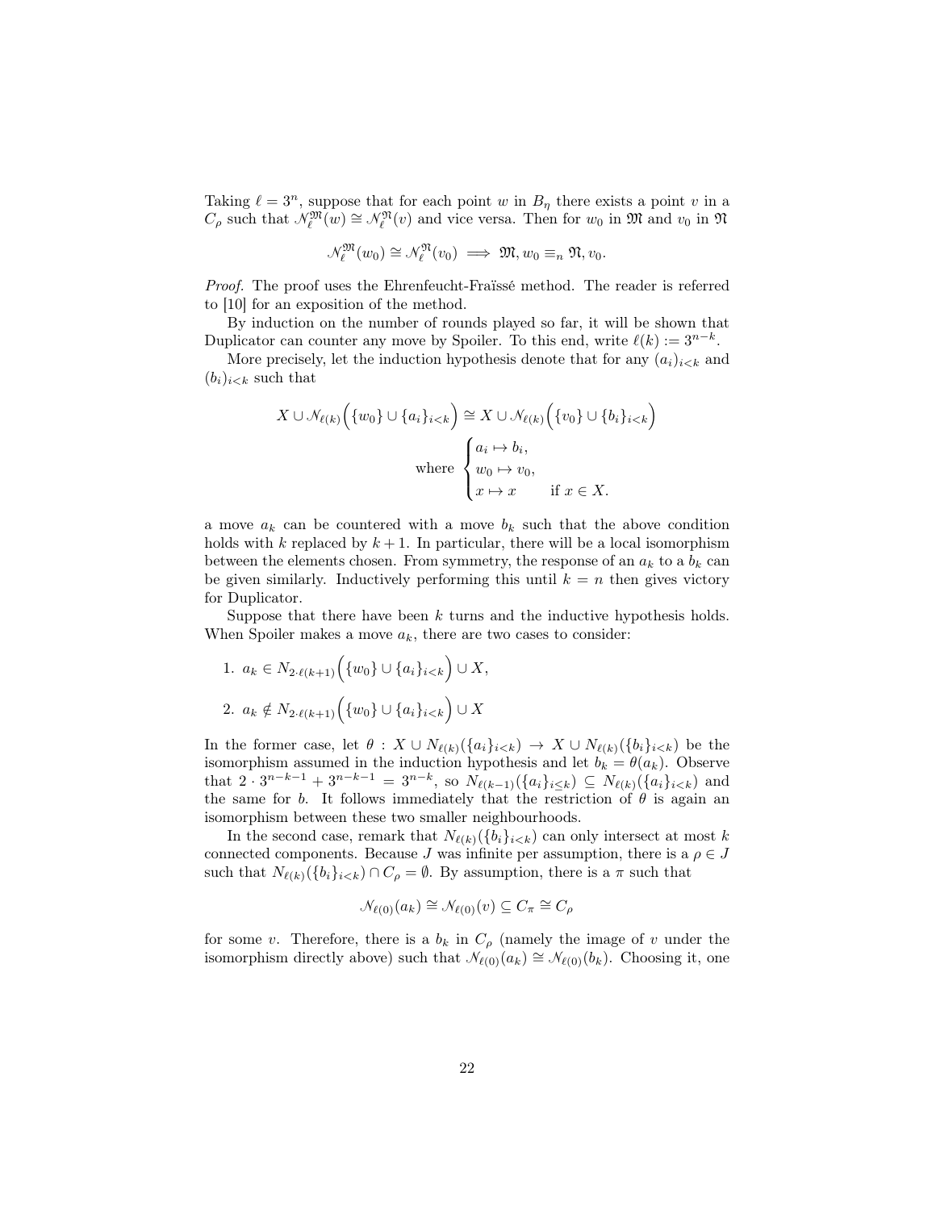Taking $\ell = 3^n$, suppose that for each point $w$ in $B_\eta$ there exists a point $v$ in a $C_\rho$ such that $\mathcal{N}_\ell^{\mathfrak{M}}(w) \cong \mathcal{N}_\ell^{\mathfrak{N}}(v)$ and vice versa. Then for $w_0$ in $\mathfrak{M}$ and $v_0$ in $\mathfrak{N}$

$$\mathcal{N}_\ell^{\mathfrak{M}}(w_0) \cong \mathcal{N}_\ell^{\mathfrak{N}}(v_0) \implies \mathfrak{M}, w_0 \equiv_n \mathfrak{N}, v_0.$$

*Proof.* The proof uses the Ehrenfeucht-Fraïssé method. The reader is referred to [10] for an exposition of the method.

By induction on the number of rounds played so far, it will be shown that Duplicator can counter any move by Spoiler. To this end, write $\ell(k) := 3^{n-k}$.

More precisely, let the induction hypothesis denote that for any $(a_i)_{i<k}$ and $(b_i)_{i<k}$ such that

$$X \cup \mathcal{N}_{\ell(k)}\Big(\{w_0\} \cup \{a_i\}_{i<k}\Big) \cong X \cup \mathcal{N}_{\ell(k)}\Big(\{v_0\} \cup \{b_i\}_{i<k}\Big)$$

$$\text{where } \begin{cases} a_i \mapsto b_i, \\ w_0 \mapsto v_0, \\ x \mapsto x & \text{if } x \in X. \end{cases}$$

a move $a_k$ can be countered with a move $b_k$ such that the above condition holds with $k$ replaced by $k+1$. In particular, there will be a local isomorphism between the elements chosen. From symmetry, the response of an $a_k$ to a $b_k$ can be given similarly. Inductively performing this until $k = n$ then gives victory for Duplicator.

Suppose that there have been $k$ turns and the inductive hypothesis holds. When Spoiler makes a move $a_k$, there are two cases to consider:

1. $a_k \in N_{2\cdot\ell(k+1)}\Big(\{w_0\} \cup \{a_i\}_{i<k}\Big) \cup X$,
2. $a_k \notin N_{2\cdot\ell(k+1)}\Big(\{w_0\} \cup \{a_i\}_{i<k}\Big) \cup X$

In the former case, let $\theta : X \cup N_{\ell(k)}(\{a_i\}_{i<k}) \to X \cup N_{\ell(k)}(\{b_i\}_{i<k})$ be the isomorphism assumed in the induction hypothesis and let $b_k = \theta(a_k)$. Observe that $2 \cdot 3^{n-k-1} + 3^{n-k-1} = 3^{n-k}$, so $N_{\ell(k-1)}(\{a_i\}_{i\leq k}) \subseteq N_{\ell(k)}(\{a_i\}_{i<k})$ and the same for $b$. It follows immediately that the restriction of $\theta$ is again an isomorphism between these two smaller neighbourhoods.

In the second case, remark that $N_{\ell(k)}(\{b_i\}_{i<k})$ can only intersect at most $k$ connected components. Because $J$ was infinite per assumption, there is a $\rho \in J$ such that $N_{\ell(k)}(\{b_i\}_{i<k}) \cap C_\rho = \emptyset$. By assumption, there is a $\pi$ such that

$$\mathcal{N}_{\ell(0)}(a_k) \cong \mathcal{N}_{\ell(0)}(v) \subseteq C_\pi \cong C_\rho$$

for some $v$. Therefore, there is a $b_k$ in $C_\rho$ (namely the image of $v$ under the isomorphism directly above) such that $\mathcal{N}_{\ell(0)}(a_k) \cong \mathcal{N}_{\ell(0)}(b_k)$. Choosing it, one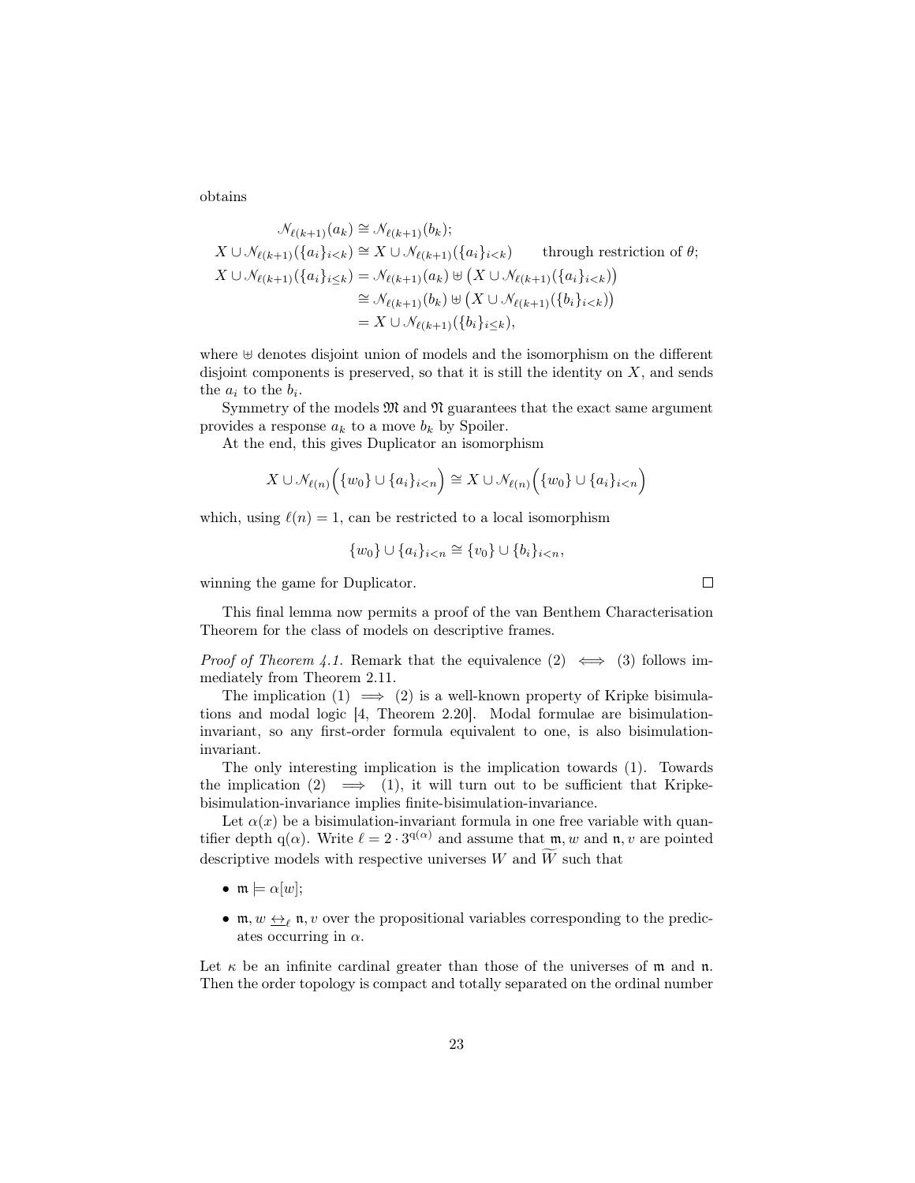obtains

$$
\begin{aligned}
\mathcal{N}_{\ell(k+1)}(a_k) &\cong \mathcal{N}_{\ell(k+1)}(b_k);\\
X \cup \mathcal{N}_{\ell(k+1)}(\{a_i\}_{i<k}) &\cong X \cup \mathcal{N}_{\ell(k+1)}(\{a_i\}_{i<k}) \qquad \text{through restriction of } \theta;\\
X \cup \mathcal{N}_{\ell(k+1)}(\{a_i\}_{i\leq k}) &= \mathcal{N}_{\ell(k+1)}(a_k) \uplus \big(X \cup \mathcal{N}_{\ell(k+1)}(\{a_i\}_{i<k})\big)\\
&\cong \mathcal{N}_{\ell(k+1)}(b_k) \uplus \big(X \cup \mathcal{N}_{\ell(k+1)}(\{b_i\}_{i<k})\big)\\
&= X \cup \mathcal{N}_{\ell(k+1)}(\{b_i\}_{i\leq k}),
\end{aligned}
$$

where $\uplus$ denotes disjoint union of models and the isomorphism on the different disjoint components is preserved, so that it is still the identity on $X$, and sends the $a_i$ to the $b_i$.

Symmetry of the models $\mathfrak{M}$ and $\mathfrak{N}$ guarantees that the exact same argument provides a response $a_k$ to a move $b_k$ by Spoiler.

At the end, this gives Duplicator an isomorphism

$$
X \cup \mathcal{N}_{\ell(n)}\Big(\{w_0\} \cup \{a_i\}_{i<n}\Big) \cong X \cup \mathcal{N}_{\ell(n)}\Big(\{w_0\} \cup \{a_i\}_{i<n}\Big)
$$

which, using $\ell(n) = 1$, can be restricted to a local isomorphism

$$
\{w_0\} \cup \{a_i\}_{i<n} \cong \{v_0\} \cup \{b_i\}_{i<n},
$$

winning the game for Duplicator. $\square$

This final lemma now permits a proof of the van Benthem Characterisation Theorem for the class of models on descriptive frames.

*Proof of Theorem 4.1.* Remark that the equivalence (2) $\iff$ (3) follows immediately from Theorem 2.11.

The implication (1) $\implies$ (2) is a well-known property of Kripke bisimulations and modal logic [4, Theorem 2.20]. Modal formulae are bisimulation-invariant, so any first-order formula equivalent to one, is also bisimulation-invariant.

The only interesting implication is the implication towards (1). Towards the implication (2) $\implies$ (1), it will turn out to be sufficient that Kripke-bisimulation-invariance implies finite-bisimulation-invariance.

Let $\alpha(x)$ be a bisimulation-invariant formula in one free variable with quantifier depth $\mathrm{q}(\alpha)$. Write $\ell = 2 \cdot 3^{\mathrm{q}(\alpha)}$ and assume that $\mathfrak{m}, w$ and $\mathfrak{n}, v$ are pointed descriptive models with respective universes $W$ and $\widetilde{W}$ such that

- $\mathfrak{m} \models \alpha[w]$;
- $\mathfrak{m}, w \,\underline{\leftrightarrow}_\ell\, \mathfrak{n}, v$ over the propositional variables corresponding to the predicates occurring in $\alpha$.

Let $\kappa$ be an infinite cardinal greater than those of the universes of $\mathfrak{m}$ and $\mathfrak{n}$. Then the order topology is compact and totally separated on the ordinal number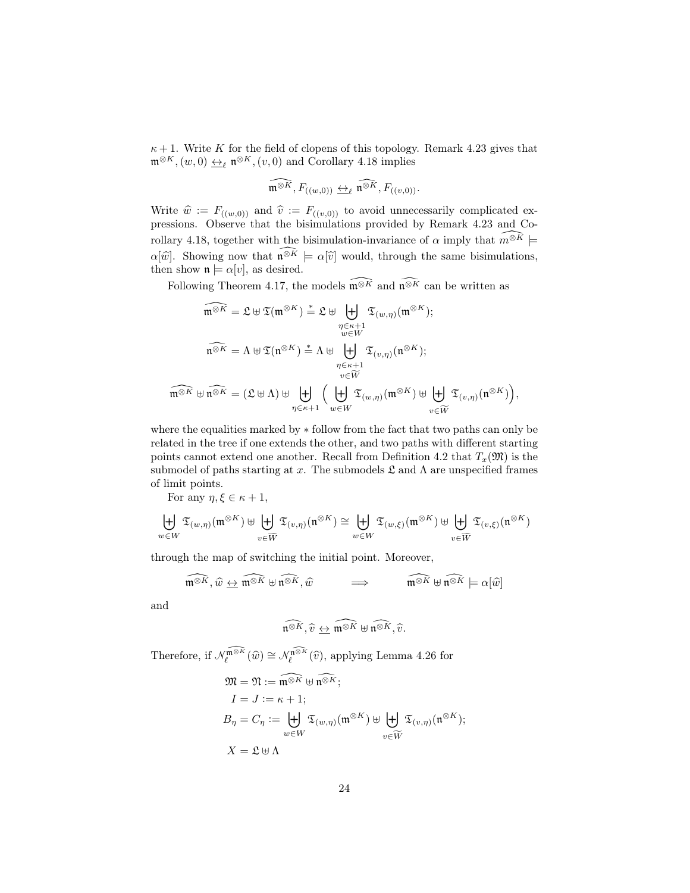$\kappa+1$. Write $K$ for the field of clopens of this topology. Remark 4.23 gives that $\mathfrak{m}^{\otimes K}, (w,0) \leftrightarrow_\ell \mathfrak{n}^{\otimes K}, (v,0)$ and Corollary 4.18 implies

$$\widehat{\mathfrak{m}^{\otimes K}}, F_{((w,0))} \leftrightarrow_\ell \widehat{\mathfrak{n}^{\otimes K}}, F_{((v,0))}.$$

Write $\widehat{w} := F_{((w,0))}$ and $\widehat{v} := F_{((v,0))}$ to avoid unnecessarily complicated expressions. Observe that the bisimulations provided by Remark 4.23 and Corollary 4.18, together with the bisimulation-invariance of $\alpha$ imply that $\widehat{m^{\otimes K}} \models \alpha[\widehat{w}]$. Showing now that $\widehat{\mathfrak{n}^{\otimes K}} \models \alpha[\widehat{v}]$ would, through the same bisimulations, then show $\mathfrak{n} \models \alpha[v]$, as desired.

Following Theorem 4.17, the models $\widehat{\mathfrak{m}^{\otimes K}}$ and $\widehat{\mathfrak{n}^{\otimes K}}$ can be written as

$$\widehat{\mathfrak{m}^{\otimes K}} = \mathfrak{L} \uplus \mathfrak{T}(\mathfrak{m}^{\otimes K}) \stackrel{*}{=} \mathfrak{L} \uplus \biguplus_{\substack{\eta\in\kappa+1\\ w\in W}} \mathfrak{T}_{(w,\eta)}(\mathfrak{m}^{\otimes K});$$

$$\widehat{\mathfrak{n}^{\otimes K}} = \Lambda \uplus \mathfrak{T}(\mathfrak{n}^{\otimes K}) \stackrel{*}{=} \Lambda \uplus \biguplus_{\substack{\eta\in\kappa+1\\ v\in \widetilde{W}}} \mathfrak{T}_{(v,\eta)}(\mathfrak{n}^{\otimes K});$$

$$\widehat{\mathfrak{m}^{\otimes K}} \uplus \widehat{\mathfrak{n}^{\otimes K}} = (\mathfrak{L} \uplus \Lambda) \uplus \biguplus_{\eta\in\kappa+1} \Big( \biguplus_{w\in W} \mathfrak{T}_{(w,\eta)}(\mathfrak{m}^{\otimes K}) \uplus \biguplus_{v\in\widetilde{W}} \mathfrak{T}_{(v,\eta)}(\mathfrak{n}^{\otimes K})\Big),$$

where the equalities marked by $*$ follow from the fact that two paths can only be related in the tree if one extends the other, and two paths with different starting points cannot extend one another. Recall from Definition 4.2 that $T_x(\mathfrak{M})$ is the submodel of paths starting at $x$. The submodels $\mathfrak{L}$ and $\Lambda$ are unspecified frames of limit points.

For any $\eta, \xi \in \kappa+1$,

$$\biguplus_{w\in W} \mathfrak{T}_{(w,\eta)}(\mathfrak{m}^{\otimes K}) \uplus \biguplus_{v\in\widetilde{W}} \mathfrak{T}_{(v,\eta)}(\mathfrak{n}^{\otimes K}) \cong \biguplus_{w\in W} \mathfrak{T}_{(w,\xi)}(\mathfrak{m}^{\otimes K}) \uplus \biguplus_{v\in\widetilde{W}} \mathfrak{T}_{(v,\xi)}(\mathfrak{n}^{\otimes K})$$

through the map of switching the initial point. Moreover,

$$\widehat{\mathfrak{m}^{\otimes K}}, \widehat{w} \leftrightarrow \widehat{\mathfrak{m}^{\otimes K}} \uplus \widehat{\mathfrak{n}^{\otimes K}}, \widehat{w} \qquad \Longrightarrow \qquad \widehat{\mathfrak{m}^{\otimes K}} \uplus \widehat{\mathfrak{n}^{\otimes K}} \models \alpha[\widehat{w}]$$

and

$$\widehat{\mathfrak{n}^{\otimes K}}, \widehat{v} \leftrightarrow \widehat{\mathfrak{m}^{\otimes K}} \uplus \widehat{\mathfrak{n}^{\otimes K}}, \widehat{v}.$$

Therefore, if $\mathcal{N}_\ell^{\widehat{\mathfrak{m}^{\otimes K}}}(\widehat{w}) \cong \mathcal{N}_\ell^{\widehat{\mathfrak{n}^{\otimes K}}}(\widehat{v})$, applying Lemma 4.26 for

$$\begin{aligned}
\mathfrak{M} = \mathfrak{N} &:= \widehat{\mathfrak{m}^{\otimes K}} \uplus \widehat{\mathfrak{n}^{\otimes K}};\\
I = J &:= \kappa+1;\\
B_\eta = C_\eta &:= \biguplus_{w\in W} \mathfrak{T}_{(w,\eta)}(\mathfrak{m}^{\otimes K}) \uplus \biguplus_{v\in\widetilde{W}} \mathfrak{T}_{(v,\eta)}(\mathfrak{n}^{\otimes K});\\
X &= \mathfrak{L} \uplus \Lambda
\end{aligned}$$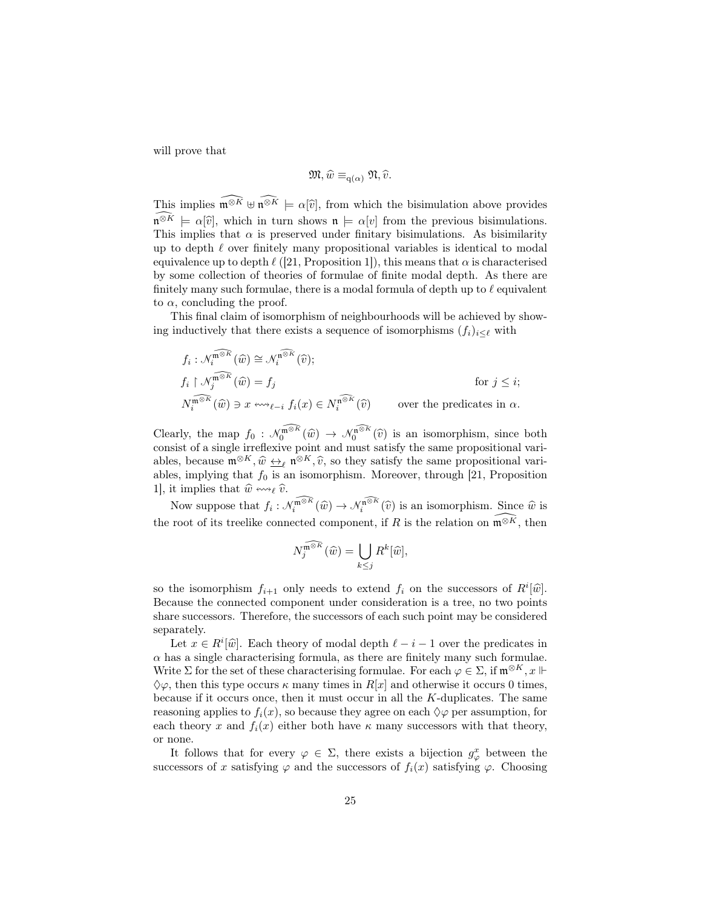will prove that

$$\mathfrak{M}, \widehat{w} \equiv_{\mathrm{q}(\alpha)} \mathfrak{N}, \widehat{v}.$$

This implies $\widehat{\mathfrak{m}^{\otimes K}} \uplus \widehat{\mathfrak{n}^{\otimes K}} \models \alpha[\widehat{v}]$, from which the bisimulation above provides $\widehat{\mathfrak{n}^{\otimes K}} \models \alpha[\widehat{v}]$, which in turn shows $\mathfrak{n} \models \alpha[v]$ from the previous bisimulations. This implies that $\alpha$ is preserved under finitary bisimulations. As bisimilarity up to depth $\ell$ over finitely many propositional variables is identical to modal equivalence up to depth $\ell$ ([21, Proposition 1]), this means that $\alpha$ is characterised by some collection of theories of formulae of finite modal depth. As there are finitely many such formulae, there is a modal formula of depth up to $\ell$ equivalent to $\alpha$, concluding the proof.

This final claim of isomorphism of neighbourhoods will be achieved by showing inductively that there exists a sequence of isomorphisms $(f_i)_{i \leq \ell}$ with

$$
\begin{aligned}
&f_i : \mathcal{N}_i^{\widehat{\mathfrak{m}^{\otimes K}}}(\widehat{w}) \cong \mathcal{N}_i^{\widehat{\mathfrak{n}^{\otimes K}}}(\widehat{v}); \\
&f_i \restriction \mathcal{N}_j^{\widehat{\mathfrak{m}^{\otimes K}}}(\widehat{w}) = f_j && \text{for } j \leq i; \\
&N_i^{\widehat{\mathfrak{m}^{\otimes K}}}(\widehat{w}) \ni x \leftrightsquigarrow_{\ell-i} f_i(x) \in N_i^{\widehat{\mathfrak{n}^{\otimes K}}}(\widehat{v}) && \text{over the predicates in } \alpha.
\end{aligned}
$$

Clearly, the map $f_0 : \mathcal{N}_0^{\widehat{\mathfrak{m}^{\otimes K}}}(\widehat{w}) \to \mathcal{N}_0^{\widehat{\mathfrak{n}^{\otimes K}}}(\widehat{v})$ is an isomorphism, since both consist of a single irreflexive point and must satisfy the same propositional variables, because $\mathfrak{m}^{\otimes K}, \widehat{w} \underline{\leftrightarrow}_\ell \mathfrak{n}^{\otimes K}, \widehat{v}$, so they satisfy the same propositional variables, implying that $f_0$ is an isomorphism. Moreover, through [21, Proposition 1], it implies that $\widehat{w} \leftrightsquigarrow_\ell \widehat{v}$.

Now suppose that $f_i : \mathcal{N}_i^{\widehat{\mathfrak{m}^{\otimes K}}}(\widehat{w}) \to \mathcal{N}_i^{\widehat{\mathfrak{n}^{\otimes K}}}(\widehat{v})$ is an isomorphism. Since $\widehat{w}$ is the root of its treelike connected component, if $R$ is the relation on $\widehat{\mathfrak{m}^{\otimes K}}$, then

$$N_j^{\widehat{\mathfrak{m}^{\otimes K}}}(\widehat{w}) = \bigcup_{k \leq j} R^k[\widehat{w}],$$

so the isomorphism $f_{i+1}$ only needs to extend $f_i$ on the successors of $R^i[\widehat{w}]$. Because the connected component under consideration is a tree, no two points share successors. Therefore, the successors of each such point may be considered separately.

Let $x \in R^i[\widehat{w}]$. Each theory of modal depth $\ell - i - 1$ over the predicates in $\alpha$ has a single characterising formula, as there are finitely many such formulae. Write $\Sigma$ for the set of these characterising formulae. For each $\varphi \in \Sigma$, if $\mathfrak{m}^{\otimes K}, x \Vdash \Diamond\varphi$, then this type occurs $\kappa$ many times in $R[x]$ and otherwise it occurs 0 times, because if it occurs once, then it must occur in all the $K$-duplicates. The same reasoning applies to $f_i(x)$, so because they agree on each $\Diamond\varphi$ per assumption, for each theory $x$ and $f_i(x)$ either both have $\kappa$ many successors with that theory, or none.

It follows that for every $\varphi \in \Sigma$, there exists a bijection $g_\varphi^x$ between the successors of $x$ satisfying $\varphi$ and the successors of $f_i(x)$ satisfying $\varphi$. Choosing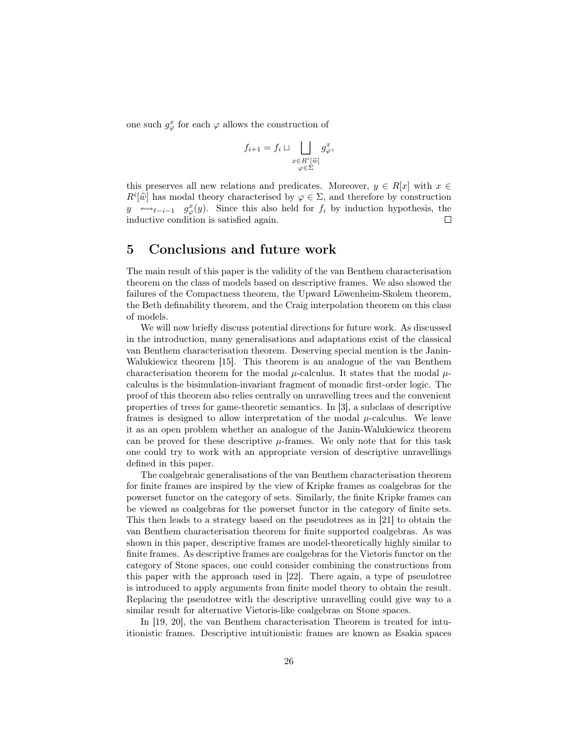one such $g^x_\varphi$ for each $\varphi$ allows the construction of

$$f_{i+1} = f_i \sqcup \bigsqcup_{\substack{x \in R^i[\widehat{w}] \\ \varphi \in \Sigma}} g^x_\varphi,$$

this preserves all new relations and predicates. Moreover, $y \in R[x]$ with $x \in R^i[\widehat{w}]$ has modal theory characterised by $\varphi \in \Sigma$, and therefore by construction $y \leftrightsquigarrow_{\ell-i-1} g^x_\varphi(y)$. Since this also held for $f_i$ by induction hypothesis, the inductive condition is satisfied again. $\square$

# 5 Conclusions and future work

The main result of this paper is the validity of the van Benthem characterisation theorem on the class of models based on descriptive frames. We also showed the failures of the Compactness theorem, the Upward Löwenheim-Skolem theorem, the Beth definability theorem, and the Craig interpolation theorem on this class of models.

We will now briefly discuss potential directions for future work. As discussed in the introduction, many generalisations and adaptations exist of the classical van Benthem characterisation theorem. Deserving special mention is the Janin-Walukiewicz theorem [15]. This theorem is an analogue of the van Benthem characterisation theorem for the modal $\mu$-calculus. It states that the modal $\mu$-calculus is the bisimulation-invariant fragment of monadic first-order logic. The proof of this theorem also relies centrally on unravelling trees and the convenient properties of trees for game-theoretic semantics. In [3], a subclass of descriptive frames is designed to allow interpretation of the modal $\mu$-calculus. We leave it as an open problem whether an analogue of the Janin-Walukiewicz theorem can be proved for these descriptive $\mu$-frames. We only note that for this task one could try to work with an appropriate version of descriptive unravellings defined in this paper.

The coalgebraic generalisations of the van Benthem characterisation theorem for finite frames are inspired by the view of Kripke frames as coalgebras for the powerset functor on the category of sets. Similarly, the finite Kripke frames can be viewed as coalgebras for the powerset functor in the category of finite sets. This then leads to a strategy based on the pseudotrees as in [21] to obtain the van Benthem characterisation theorem for finite supported coalgebras. As was shown in this paper, descriptive frames are model-theoretically highly similar to finite frames. As descriptive frames are coalgebras for the Vietoris functor on the category of Stone spaces, one could consider combining the constructions from this paper with the approach used in [22]. There again, a type of pseudotree is introduced to apply arguments from finite model theory to obtain the result. Replacing the pseudotree with the descriptive unravelling could give way to a similar result for alternative Vietoris-like coalgebras on Stone spaces.

In [19, 20], the van Benthem characterisation Theorem is treated for intuitionistic frames. Descriptive intuitionistic frames are known as Esakia spaces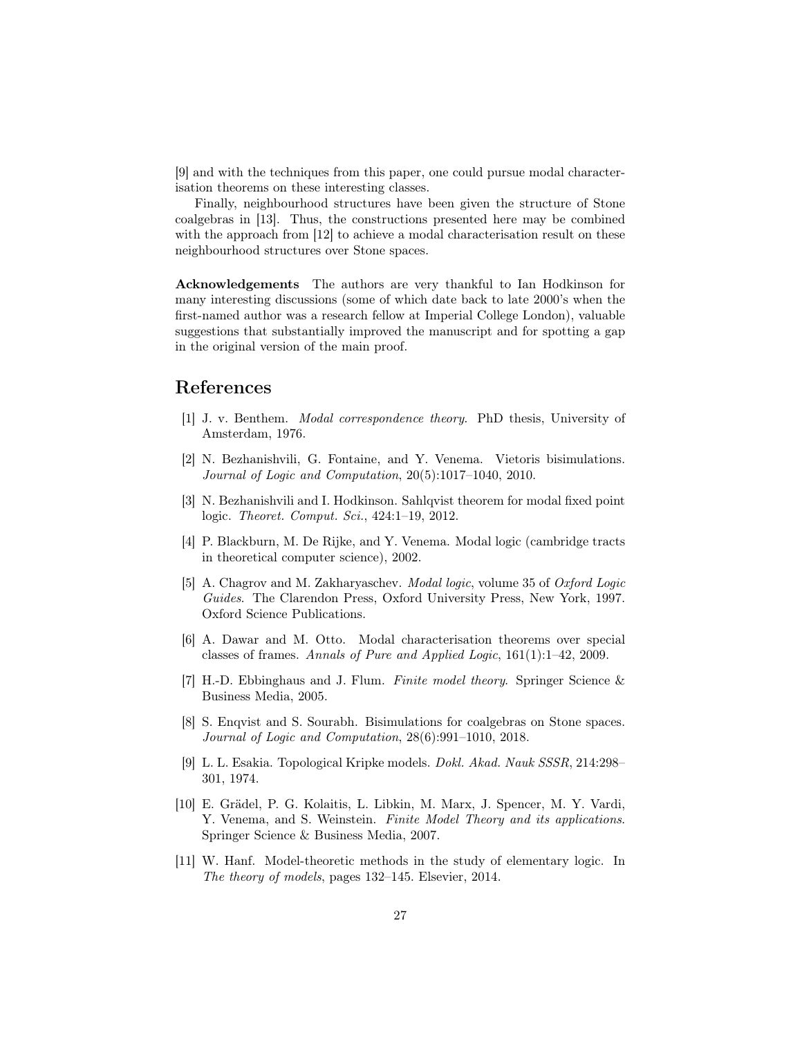[9] and with the techniques from this paper, one could pursue modal characterisation theorems on these interesting classes.

Finally, neighbourhood structures have been given the structure of Stone coalgebras in [13]. Thus, the constructions presented here may be combined with the approach from [12] to achieve a modal characterisation result on these neighbourhood structures over Stone spaces.

**Acknowledgements** The authors are very thankful to Ian Hodkinson for many interesting discussions (some of which date back to late 2000's when the first-named author was a research fellow at Imperial College London), valuable suggestions that substantially improved the manuscript and for spotting a gap in the original version of the main proof.

# References

[1] J. v. Benthem. *Modal correspondence theory*. PhD thesis, University of Amsterdam, 1976.

[2] N. Bezhanishvili, G. Fontaine, and Y. Venema. Vietoris bisimulations. *Journal of Logic and Computation*, 20(5):1017–1040, 2010.

[3] N. Bezhanishvili and I. Hodkinson. Sahlqvist theorem for modal fixed point logic. *Theoret. Comput. Sci.*, 424:1–19, 2012.

[4] P. Blackburn, M. De Rijke, and Y. Venema. Modal logic (cambridge tracts in theoretical computer science), 2002.

[5] A. Chagrov and M. Zakharyaschev. *Modal logic*, volume 35 of *Oxford Logic Guides*. The Clarendon Press, Oxford University Press, New York, 1997. Oxford Science Publications.

[6] A. Dawar and M. Otto. Modal characterisation theorems over special classes of frames. *Annals of Pure and Applied Logic*, 161(1):1–42, 2009.

[7] H.-D. Ebbinghaus and J. Flum. *Finite model theory*. Springer Science & Business Media, 2005.

[8] S. Enqvist and S. Sourabh. Bisimulations for coalgebras on Stone spaces. *Journal of Logic and Computation*, 28(6):991–1010, 2018.

[9] L. L. Esakia. Topological Kripke models. *Dokl. Akad. Nauk SSSR*, 214:298–301, 1974.

[10] E. Grädel, P. G. Kolaitis, L. Libkin, M. Marx, J. Spencer, M. Y. Vardi, Y. Venema, and S. Weinstein. *Finite Model Theory and its applications*. Springer Science & Business Media, 2007.

[11] W. Hanf. Model-theoretic methods in the study of elementary logic. In *The theory of models*, pages 132–145. Elsevier, 2014.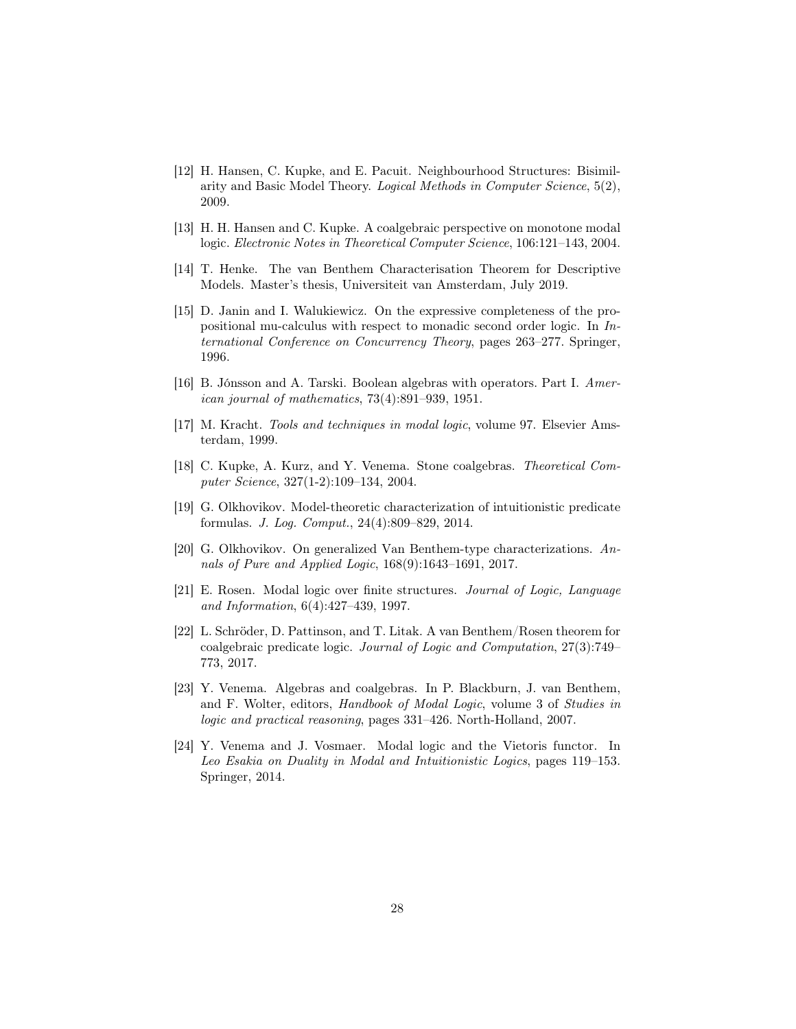[12] H. Hansen, C. Kupke, and E. Pacuit. Neighbourhood Structures: Bisimilarity and Basic Model Theory. *Logical Methods in Computer Science*, 5(2), 2009.

[13] H. H. Hansen and C. Kupke. A coalgebraic perspective on monotone modal logic. *Electronic Notes in Theoretical Computer Science*, 106:121–143, 2004.

[14] T. Henke. The van Benthem Characterisation Theorem for Descriptive Models. Master's thesis, Universiteit van Amsterdam, July 2019.

[15] D. Janin and I. Walukiewicz. On the expressive completeness of the propositional mu-calculus with respect to monadic second order logic. In *International Conference on Concurrency Theory*, pages 263–277. Springer, 1996.

[16] B. Jónsson and A. Tarski. Boolean algebras with operators. Part I. *American journal of mathematics*, 73(4):891–939, 1951.

[17] M. Kracht. *Tools and techniques in modal logic*, volume 97. Elsevier Amsterdam, 1999.

[18] C. Kupke, A. Kurz, and Y. Venema. Stone coalgebras. *Theoretical Computer Science*, 327(1-2):109–134, 2004.

[19] G. Olkhovikov. Model-theoretic characterization of intuitionistic predicate formulas. *J. Log. Comput.*, 24(4):809–829, 2014.

[20] G. Olkhovikov. On generalized Van Benthem-type characterizations. *Annals of Pure and Applied Logic*, 168(9):1643–1691, 2017.

[21] E. Rosen. Modal logic over finite structures. *Journal of Logic, Language and Information*, 6(4):427–439, 1997.

[22] L. Schröder, D. Pattinson, and T. Litak. A van Benthem/Rosen theorem for coalgebraic predicate logic. *Journal of Logic and Computation*, 27(3):749–773, 2017.

[23] Y. Venema. Algebras and coalgebras. In P. Blackburn, J. van Benthem, and F. Wolter, editors, *Handbook of Modal Logic*, volume 3 of *Studies in logic and practical reasoning*, pages 331–426. North-Holland, 2007.

[24] Y. Venema and J. Vosmaer. Modal logic and the Vietoris functor. In *Leo Esakia on Duality in Modal and Intuitionistic Logics*, pages 119–153. Springer, 2014.